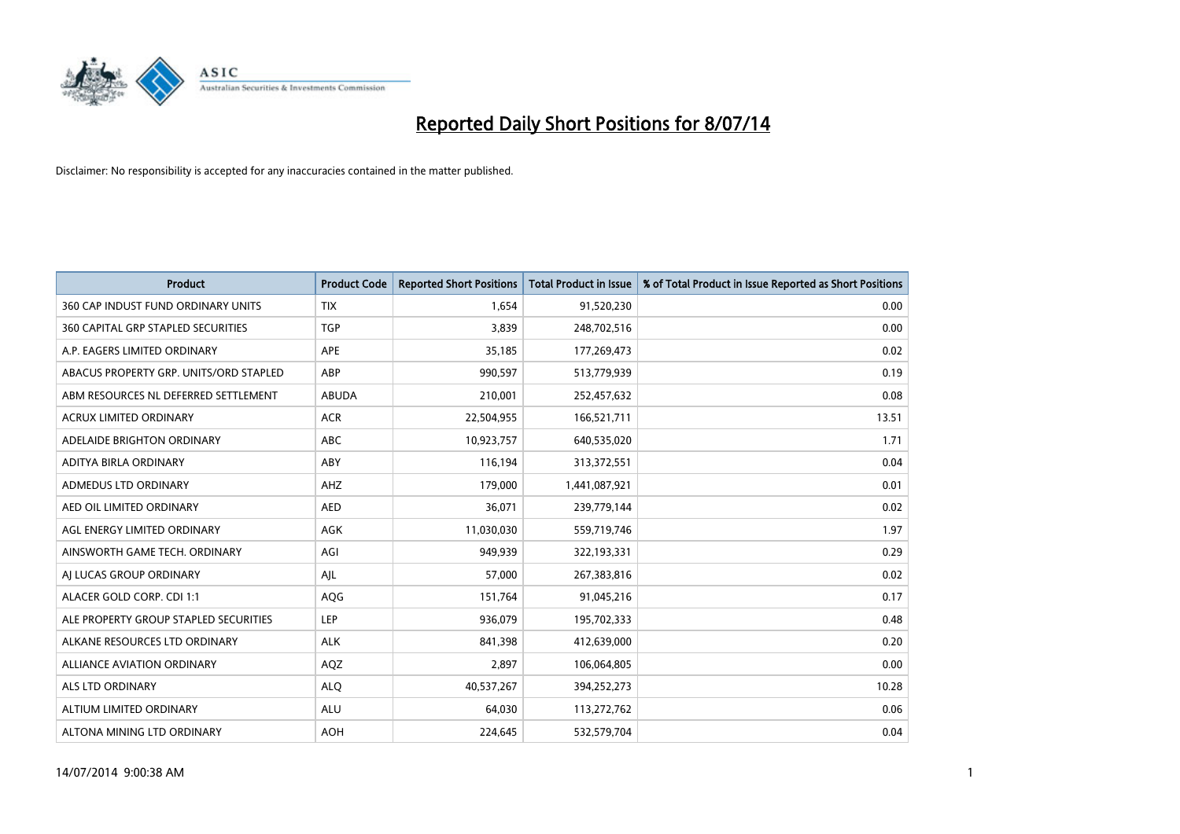# Reported Daily Short Positions for 8/07/14

Disclaimer: No responsibility is accepted for any inaccuracies contained in the matter published.

| Product | Product Code | Reported Short Positions | Total Product in Issue | % of Total Product in Issue Reported as Short Positions |
|---|---|---|---|---|
| 360 CAP INDUST FUND ORDINARY UNITS | TIX | 1,654 | 91,520,230 | 0.00 |
| 360 CAPITAL GRP STAPLED SECURITIES | TGP | 3,839 | 248,702,516 | 0.00 |
| A.P. EAGERS LIMITED ORDINARY | APE | 35,185 | 177,269,473 | 0.02 |
| ABACUS PROPERTY GRP. UNITS/ORD STAPLED | ABP | 990,597 | 513,779,939 | 0.19 |
| ABM RESOURCES NL DEFERRED SETTLEMENT | ABUDA | 210,001 | 252,457,632 | 0.08 |
| ACRUX LIMITED ORDINARY | ACR | 22,504,955 | 166,521,711 | 13.51 |
| ADELAIDE BRIGHTON ORDINARY | ABC | 10,923,757 | 640,535,020 | 1.71 |
| ADITYA BIRLA ORDINARY | ABY | 116,194 | 313,372,551 | 0.04 |
| ADMEDUS LTD ORDINARY | AHZ | 179,000 | 1,441,087,921 | 0.01 |
| AED OIL LIMITED ORDINARY | AED | 36,071 | 239,779,144 | 0.02 |
| AGL ENERGY LIMITED ORDINARY | AGK | 11,030,030 | 559,719,746 | 1.97 |
| AINSWORTH GAME TECH. ORDINARY | AGI | 949,939 | 322,193,331 | 0.29 |
| AJ LUCAS GROUP ORDINARY | AJL | 57,000 | 267,383,816 | 0.02 |
| ALACER GOLD CORP. CDI 1:1 | AQG | 151,764 | 91,045,216 | 0.17 |
| ALE PROPERTY GROUP STAPLED SECURITIES | LEP | 936,079 | 195,702,333 | 0.48 |
| ALKANE RESOURCES LTD ORDINARY | ALK | 841,398 | 412,639,000 | 0.20 |
| ALLIANCE AVIATION ORDINARY | AQZ | 2,897 | 106,064,805 | 0.00 |
| ALS LTD ORDINARY | ALQ | 40,537,267 | 394,252,273 | 10.28 |
| ALTIUM LIMITED ORDINARY | ALU | 64,030 | 113,272,762 | 0.06 |
| ALTONA MINING LTD ORDINARY | AOH | 224,645 | 532,579,704 | 0.04 |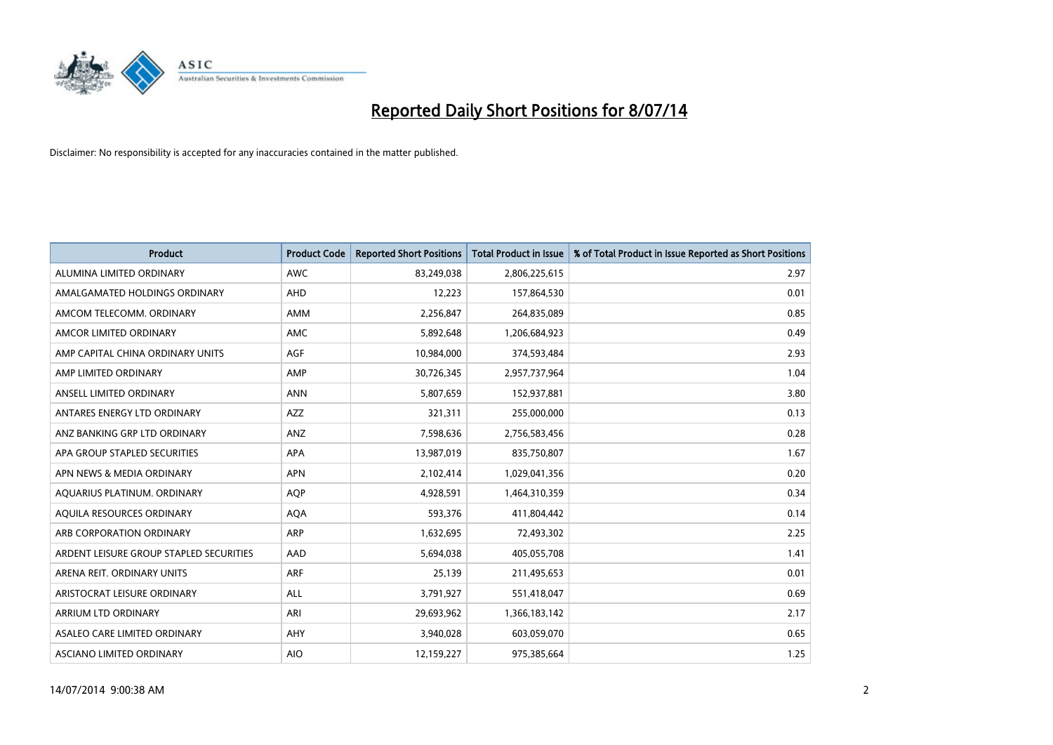# Reported Daily Short Positions for 8/07/14

Disclaimer: No responsibility is accepted for any inaccuracies contained in the matter published.

| Product | Product Code | Reported Short Positions | Total Product in Issue | % of Total Product in Issue Reported as Short Positions |
|---|---|---|---|---|
| ALUMINA LIMITED ORDINARY | AWC | 83,249,038 | 2,806,225,615 | 2.97 |
| AMALGAMATED HOLDINGS ORDINARY | AHD | 12,223 | 157,864,530 | 0.01 |
| AMCOM TELECOMM. ORDINARY | AMM | 2,256,847 | 264,835,089 | 0.85 |
| AMCOR LIMITED ORDINARY | AMC | 5,892,648 | 1,206,684,923 | 0.49 |
| AMP CAPITAL CHINA ORDINARY UNITS | AGF | 10,984,000 | 374,593,484 | 2.93 |
| AMP LIMITED ORDINARY | AMP | 30,726,345 | 2,957,737,964 | 1.04 |
| ANSELL LIMITED ORDINARY | ANN | 5,807,659 | 152,937,881 | 3.80 |
| ANTARES ENERGY LTD ORDINARY | AZZ | 321,311 | 255,000,000 | 0.13 |
| ANZ BANKING GRP LTD ORDINARY | ANZ | 7,598,636 | 2,756,583,456 | 0.28 |
| APA GROUP STAPLED SECURITIES | APA | 13,987,019 | 835,750,807 | 1.67 |
| APN NEWS & MEDIA ORDINARY | APN | 2,102,414 | 1,029,041,356 | 0.20 |
| AQUARIUS PLATINUM. ORDINARY | AQP | 4,928,591 | 1,464,310,359 | 0.34 |
| AQUILA RESOURCES ORDINARY | AQA | 593,376 | 411,804,442 | 0.14 |
| ARB CORPORATION ORDINARY | ARP | 1,632,695 | 72,493,302 | 2.25 |
| ARDENT LEISURE GROUP STAPLED SECURITIES | AAD | 5,694,038 | 405,055,708 | 1.41 |
| ARENA REIT. ORDINARY UNITS | ARF | 25,139 | 211,495,653 | 0.01 |
| ARISTOCRAT LEISURE ORDINARY | ALL | 3,791,927 | 551,418,047 | 0.69 |
| ARRIUM LTD ORDINARY | ARI | 29,693,962 | 1,366,183,142 | 2.17 |
| ASALEO CARE LIMITED ORDINARY | AHY | 3,940,028 | 603,059,070 | 0.65 |
| ASCIANO LIMITED ORDINARY | AIO | 12,159,227 | 975,385,664 | 1.25 |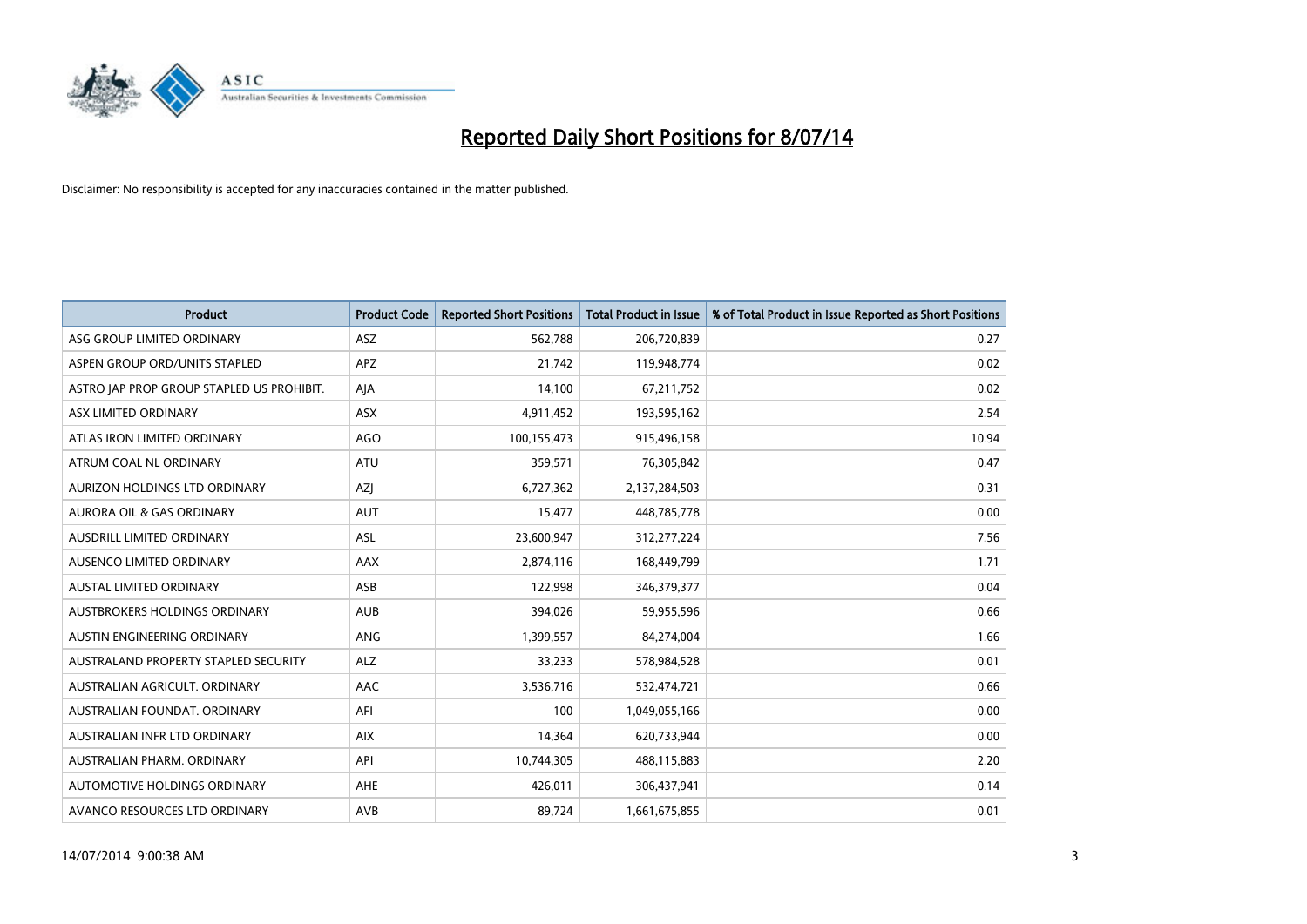# Reported Daily Short Positions for 8/07/14

Disclaimer: No responsibility is accepted for any inaccuracies contained in the matter published.

| Product | Product Code | Reported Short Positions | Total Product in Issue | % of Total Product in Issue Reported as Short Positions |
|---|---|---|---|---|
| ASG GROUP LIMITED ORDINARY | ASZ | 562,788 | 206,720,839 | 0.27 |
| ASPEN GROUP ORD/UNITS STAPLED | APZ | 21,742 | 119,948,774 | 0.02 |
| ASTRO JAP PROP GROUP STAPLED US PROHIBIT. | AJA | 14,100 | 67,211,752 | 0.02 |
| ASX LIMITED ORDINARY | ASX | 4,911,452 | 193,595,162 | 2.54 |
| ATLAS IRON LIMITED ORDINARY | AGO | 100,155,473 | 915,496,158 | 10.94 |
| ATRUM COAL NL ORDINARY | ATU | 359,571 | 76,305,842 | 0.47 |
| AURIZON HOLDINGS LTD ORDINARY | AZJ | 6,727,362 | 2,137,284,503 | 0.31 |
| AURORA OIL & GAS ORDINARY | AUT | 15,477 | 448,785,778 | 0.00 |
| AUSDRILL LIMITED ORDINARY | ASL | 23,600,947 | 312,277,224 | 7.56 |
| AUSENCO LIMITED ORDINARY | AAX | 2,874,116 | 168,449,799 | 1.71 |
| AUSTAL LIMITED ORDINARY | ASB | 122,998 | 346,379,377 | 0.04 |
| AUSTBROKERS HOLDINGS ORDINARY | AUB | 394,026 | 59,955,596 | 0.66 |
| AUSTIN ENGINEERING ORDINARY | ANG | 1,399,557 | 84,274,004 | 1.66 |
| AUSTRALAND PROPERTY STAPLED SECURITY | ALZ | 33,233 | 578,984,528 | 0.01 |
| AUSTRALIAN AGRICULT. ORDINARY | AAC | 3,536,716 | 532,474,721 | 0.66 |
| AUSTRALIAN FOUNDAT. ORDINARY | AFI | 100 | 1,049,055,166 | 0.00 |
| AUSTRALIAN INFR LTD ORDINARY | AIX | 14,364 | 620,733,944 | 0.00 |
| AUSTRALIAN PHARM. ORDINARY | API | 10,744,305 | 488,115,883 | 2.20 |
| AUTOMOTIVE HOLDINGS ORDINARY | AHE | 426,011 | 306,437,941 | 0.14 |
| AVANCO RESOURCES LTD ORDINARY | AVB | 89,724 | 1,661,675,855 | 0.01 |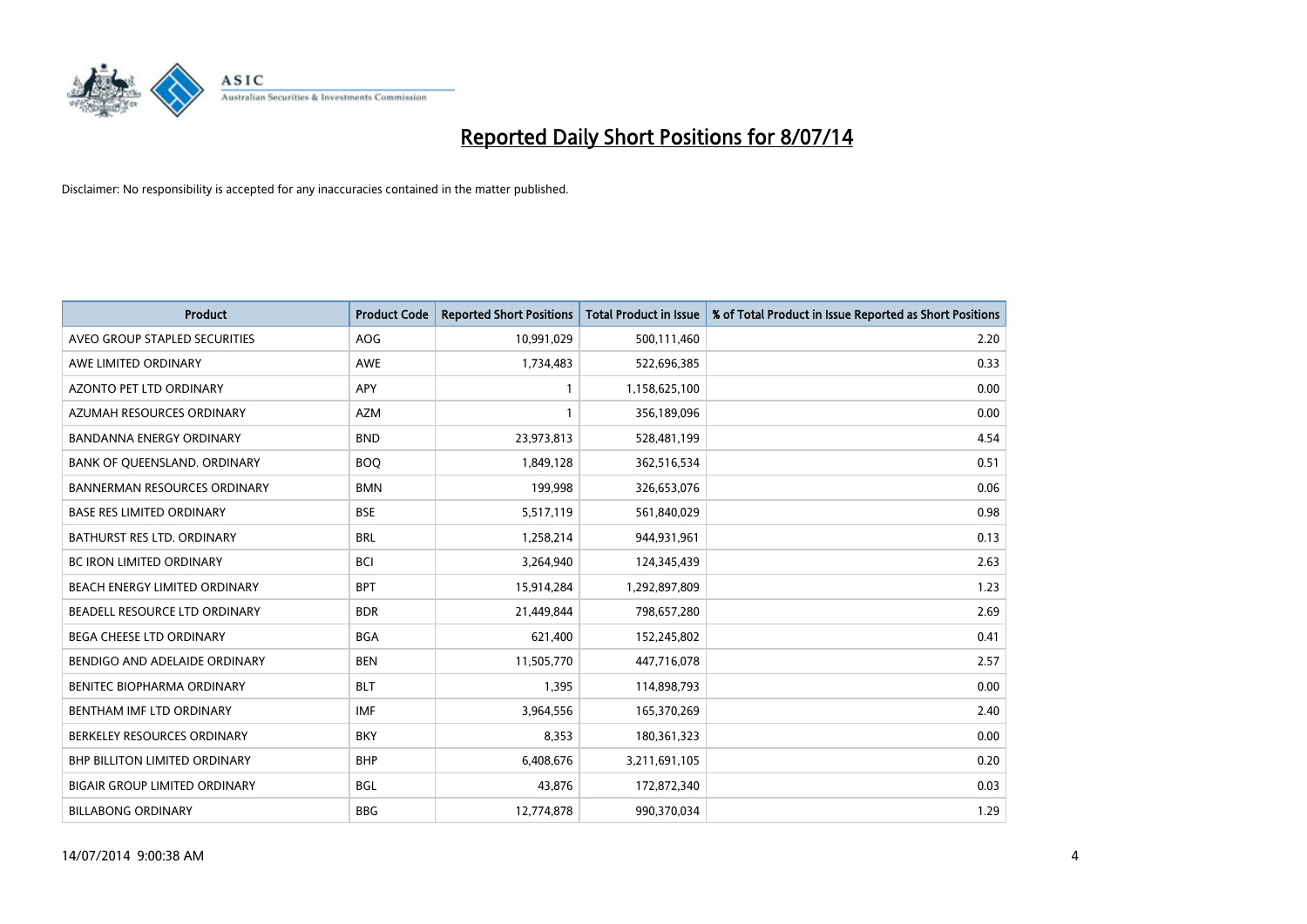# Reported Daily Short Positions for 8/07/14

Disclaimer: No responsibility is accepted for any inaccuracies contained in the matter published.

| Product | Product Code | Reported Short Positions | Total Product in Issue | % of Total Product in Issue Reported as Short Positions |
|---|---|---|---|---|
| AVEO GROUP STAPLED SECURITIES | AOG | 10,991,029 | 500,111,460 | 2.20 |
| AWE LIMITED ORDINARY | AWE | 1,734,483 | 522,696,385 | 0.33 |
| AZONTO PET LTD ORDINARY | APY | 1 | 1,158,625,100 | 0.00 |
| AZUMAH RESOURCES ORDINARY | AZM | 1 | 356,189,096 | 0.00 |
| BANDANNA ENERGY ORDINARY | BND | 23,973,813 | 528,481,199 | 4.54 |
| BANK OF QUEENSLAND. ORDINARY | BOQ | 1,849,128 | 362,516,534 | 0.51 |
| BANNERMAN RESOURCES ORDINARY | BMN | 199,998 | 326,653,076 | 0.06 |
| BASE RES LIMITED ORDINARY | BSE | 5,517,119 | 561,840,029 | 0.98 |
| BATHURST RES LTD. ORDINARY | BRL | 1,258,214 | 944,931,961 | 0.13 |
| BC IRON LIMITED ORDINARY | BCI | 3,264,940 | 124,345,439 | 2.63 |
| BEACH ENERGY LIMITED ORDINARY | BPT | 15,914,284 | 1,292,897,809 | 1.23 |
| BEADELL RESOURCE LTD ORDINARY | BDR | 21,449,844 | 798,657,280 | 2.69 |
| BEGA CHEESE LTD ORDINARY | BGA | 621,400 | 152,245,802 | 0.41 |
| BENDIGO AND ADELAIDE ORDINARY | BEN | 11,505,770 | 447,716,078 | 2.57 |
| BENITEC BIOPHARMA ORDINARY | BLT | 1,395 | 114,898,793 | 0.00 |
| BENTHAM IMF LTD ORDINARY | IMF | 3,964,556 | 165,370,269 | 2.40 |
| BERKELEY RESOURCES ORDINARY | BKY | 8,353 | 180,361,323 | 0.00 |
| BHP BILLITON LIMITED ORDINARY | BHP | 6,408,676 | 3,211,691,105 | 0.20 |
| BIGAIR GROUP LIMITED ORDINARY | BGL | 43,876 | 172,872,340 | 0.03 |
| BILLABONG ORDINARY | BBG | 12,774,878 | 990,370,034 | 1.29 |

14/07/2014 9:00:38 AM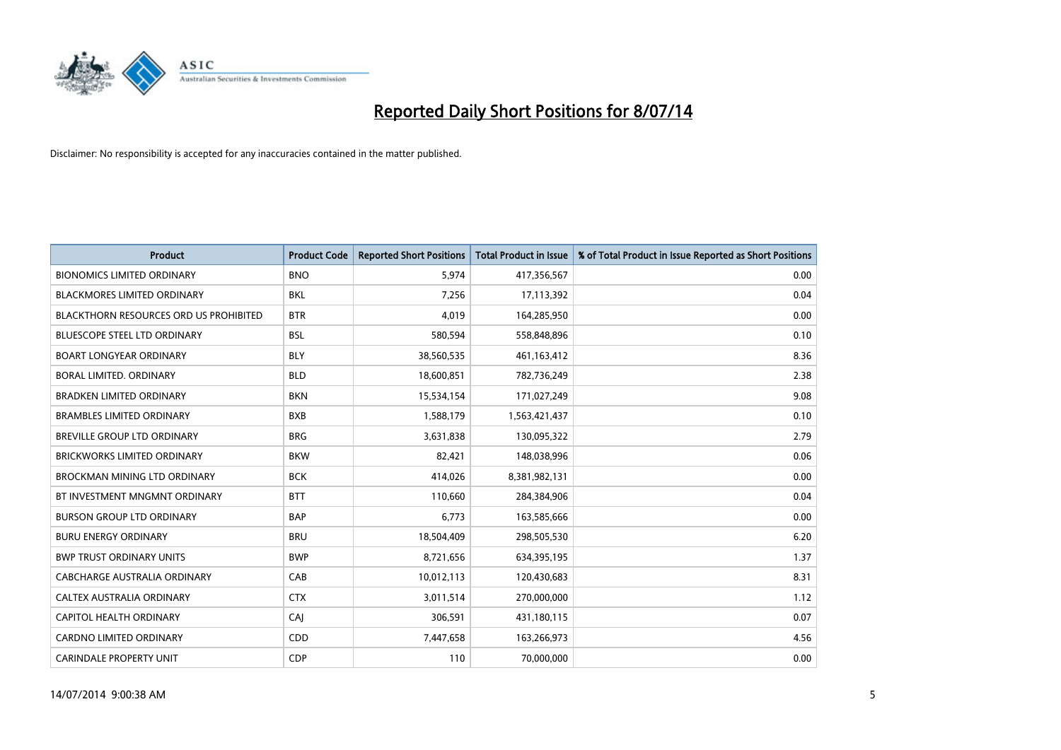# Reported Daily Short Positions for 8/07/14

Disclaimer: No responsibility is accepted for any inaccuracies contained in the matter published.

| Product | Product Code | Reported Short Positions | Total Product in Issue | % of Total Product in Issue Reported as Short Positions |
|---|---|---|---|---|
| BIONOMICS LIMITED ORDINARY | BNO | 5,974 | 417,356,567 | 0.00 |
| BLACKMORES LIMITED ORDINARY | BKL | 7,256 | 17,113,392 | 0.04 |
| BLACKTHORN RESOURCES ORD US PROHIBITED | BTR | 4,019 | 164,285,950 | 0.00 |
| BLUESCOPE STEEL LTD ORDINARY | BSL | 580,594 | 558,848,896 | 0.10 |
| BOART LONGYEAR ORDINARY | BLY | 38,560,535 | 461,163,412 | 8.36 |
| BORAL LIMITED. ORDINARY | BLD | 18,600,851 | 782,736,249 | 2.38 |
| BRADKEN LIMITED ORDINARY | BKN | 15,534,154 | 171,027,249 | 9.08 |
| BRAMBLES LIMITED ORDINARY | BXB | 1,588,179 | 1,563,421,437 | 0.10 |
| BREVILLE GROUP LTD ORDINARY | BRG | 3,631,838 | 130,095,322 | 2.79 |
| BRICKWORKS LIMITED ORDINARY | BKW | 82,421 | 148,038,996 | 0.06 |
| BROCKMAN MINING LTD ORDINARY | BCK | 414,026 | 8,381,982,131 | 0.00 |
| BT INVESTMENT MNGMNT ORDINARY | BTT | 110,660 | 284,384,906 | 0.04 |
| BURSON GROUP LTD ORDINARY | BAP | 6,773 | 163,585,666 | 0.00 |
| BURU ENERGY ORDINARY | BRU | 18,504,409 | 298,505,530 | 6.20 |
| BWP TRUST ORDINARY UNITS | BWP | 8,721,656 | 634,395,195 | 1.37 |
| CABCHARGE AUSTRALIA ORDINARY | CAB | 10,012,113 | 120,430,683 | 8.31 |
| CALTEX AUSTRALIA ORDINARY | CTX | 3,011,514 | 270,000,000 | 1.12 |
| CAPITOL HEALTH ORDINARY | CAJ | 306,591 | 431,180,115 | 0.07 |
| CARDNO LIMITED ORDINARY | CDD | 7,447,658 | 163,266,973 | 4.56 |
| CARINDALE PROPERTY UNIT | CDP | 110 | 70,000,000 | 0.00 |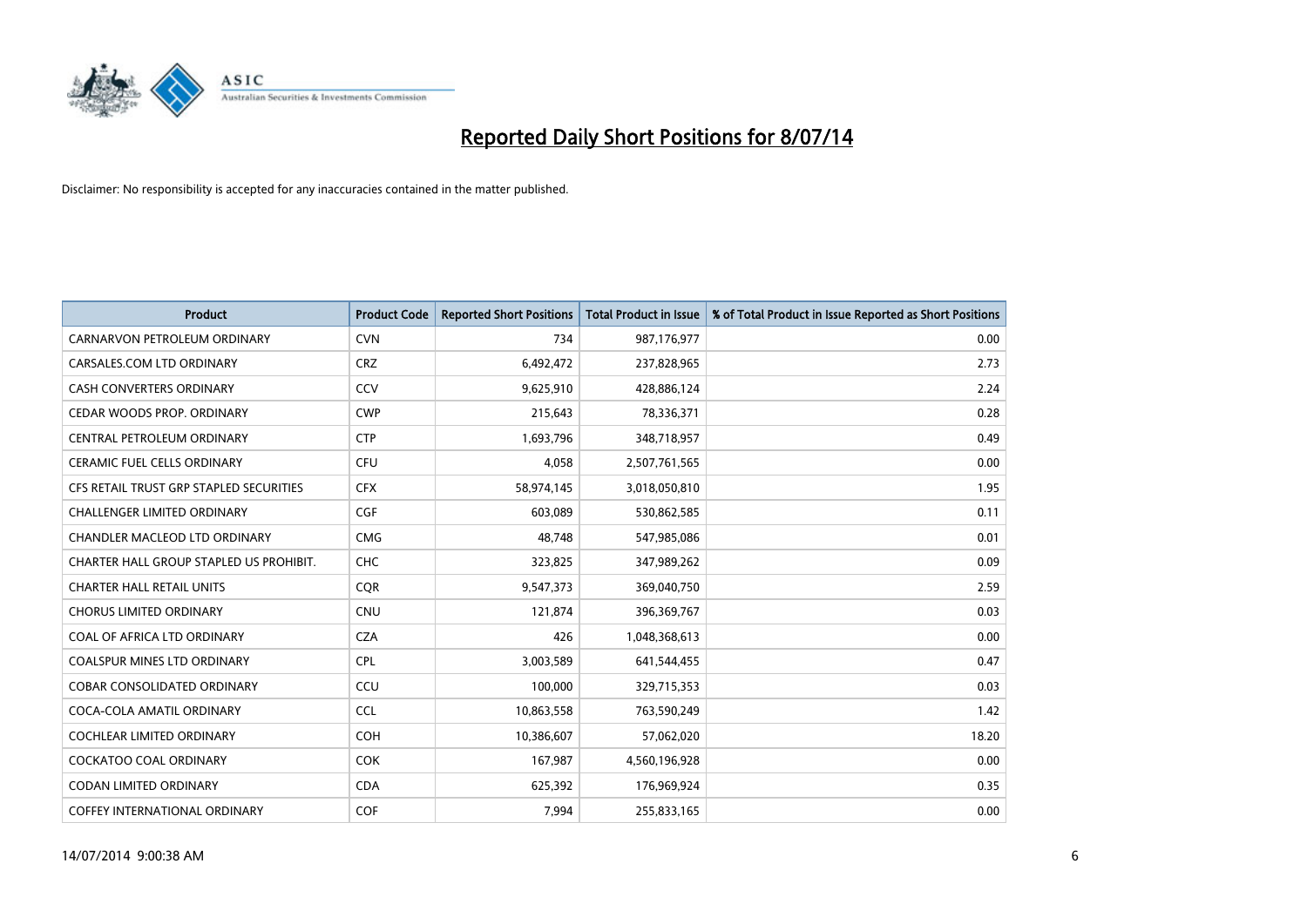# Reported Daily Short Positions for 8/07/14

Disclaimer: No responsibility is accepted for any inaccuracies contained in the matter published.

| Product | Product Code | Reported Short Positions | Total Product in Issue | % of Total Product in Issue Reported as Short Positions |
|---|---|---|---|---|
| CARNARVON PETROLEUM ORDINARY | CVN | 734 | 987,176,977 | 0.00 |
| CARSALES.COM LTD ORDINARY | CRZ | 6,492,472 | 237,828,965 | 2.73 |
| CASH CONVERTERS ORDINARY | CCV | 9,625,910 | 428,886,124 | 2.24 |
| CEDAR WOODS PROP. ORDINARY | CWP | 215,643 | 78,336,371 | 0.28 |
| CENTRAL PETROLEUM ORDINARY | CTP | 1,693,796 | 348,718,957 | 0.49 |
| CERAMIC FUEL CELLS ORDINARY | CFU | 4,058 | 2,507,761,565 | 0.00 |
| CFS RETAIL TRUST GRP STAPLED SECURITIES | CFX | 58,974,145 | 3,018,050,810 | 1.95 |
| CHALLENGER LIMITED ORDINARY | CGF | 603,089 | 530,862,585 | 0.11 |
| CHANDLER MACLEOD LTD ORDINARY | CMG | 48,748 | 547,985,086 | 0.01 |
| CHARTER HALL GROUP STAPLED US PROHIBIT. | CHC | 323,825 | 347,989,262 | 0.09 |
| CHARTER HALL RETAIL UNITS | CQR | 9,547,373 | 369,040,750 | 2.59 |
| CHORUS LIMITED ORDINARY | CNU | 121,874 | 396,369,767 | 0.03 |
| COAL OF AFRICA LTD ORDINARY | CZA | 426 | 1,048,368,613 | 0.00 |
| COALSPUR MINES LTD ORDINARY | CPL | 3,003,589 | 641,544,455 | 0.47 |
| COBAR CONSOLIDATED ORDINARY | CCU | 100,000 | 329,715,353 | 0.03 |
| COCA-COLA AMATIL ORDINARY | CCL | 10,863,558 | 763,590,249 | 1.42 |
| COCHLEAR LIMITED ORDINARY | COH | 10,386,607 | 57,062,020 | 18.20 |
| COCKATOO COAL ORDINARY | COK | 167,987 | 4,560,196,928 | 0.00 |
| CODAN LIMITED ORDINARY | CDA | 625,392 | 176,969,924 | 0.35 |
| COFFEY INTERNATIONAL ORDINARY | COF | 7,994 | 255,833,165 | 0.00 |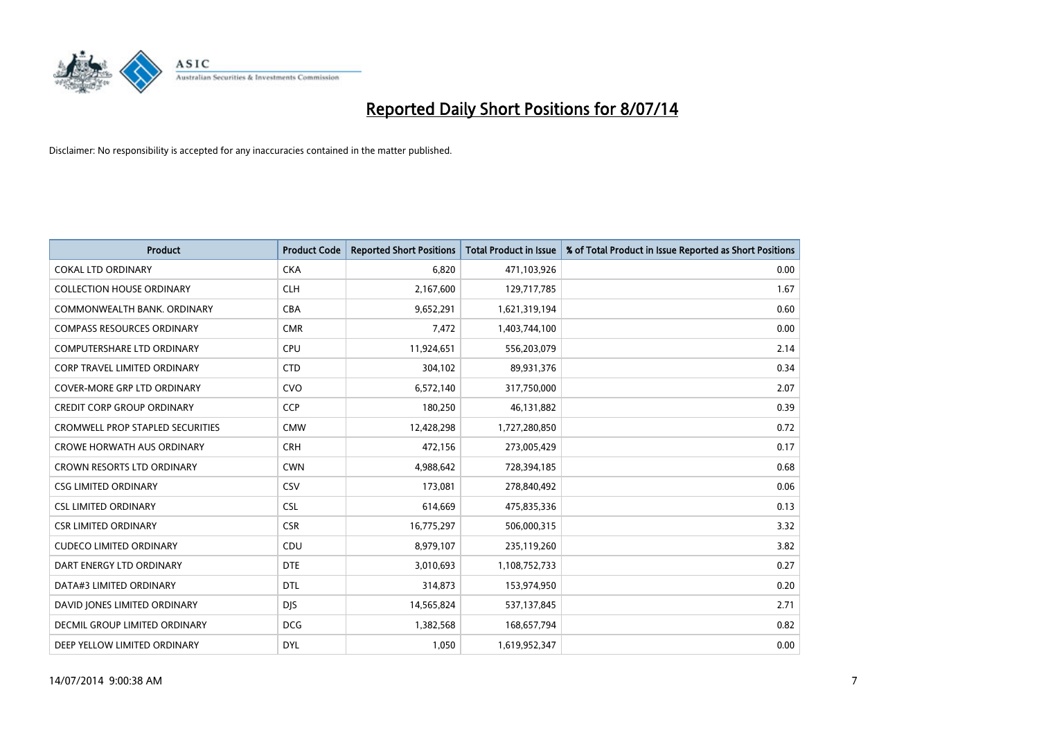# Reported Daily Short Positions for 8/07/14

Disclaimer: No responsibility is accepted for any inaccuracies contained in the matter published.

| Product | Product Code | Reported Short Positions | Total Product in Issue | % of Total Product in Issue Reported as Short Positions |
|---|---|---|---|---|
| COKAL LTD ORDINARY | CKA | 6,820 | 471,103,926 | 0.00 |
| COLLECTION HOUSE ORDINARY | CLH | 2,167,600 | 129,717,785 | 1.67 |
| COMMONWEALTH BANK. ORDINARY | CBA | 9,652,291 | 1,621,319,194 | 0.60 |
| COMPASS RESOURCES ORDINARY | CMR | 7,472 | 1,403,744,100 | 0.00 |
| COMPUTERSHARE LTD ORDINARY | CPU | 11,924,651 | 556,203,079 | 2.14 |
| CORP TRAVEL LIMITED ORDINARY | CTD | 304,102 | 89,931,376 | 0.34 |
| COVER-MORE GRP LTD ORDINARY | CVO | 6,572,140 | 317,750,000 | 2.07 |
| CREDIT CORP GROUP ORDINARY | CCP | 180,250 | 46,131,882 | 0.39 |
| CROMWELL PROP STAPLED SECURITIES | CMW | 12,428,298 | 1,727,280,850 | 0.72 |
| CROWE HORWATH AUS ORDINARY | CRH | 472,156 | 273,005,429 | 0.17 |
| CROWN RESORTS LTD ORDINARY | CWN | 4,988,642 | 728,394,185 | 0.68 |
| CSG LIMITED ORDINARY | CSV | 173,081 | 278,840,492 | 0.06 |
| CSL LIMITED ORDINARY | CSL | 614,669 | 475,835,336 | 0.13 |
| CSR LIMITED ORDINARY | CSR | 16,775,297 | 506,000,315 | 3.32 |
| CUDECO LIMITED ORDINARY | CDU | 8,979,107 | 235,119,260 | 3.82 |
| DART ENERGY LTD ORDINARY | DTE | 3,010,693 | 1,108,752,733 | 0.27 |
| DATA#3 LIMITED ORDINARY | DTL | 314,873 | 153,974,950 | 0.20 |
| DAVID JONES LIMITED ORDINARY | DJS | 14,565,824 | 537,137,845 | 2.71 |
| DECMIL GROUP LIMITED ORDINARY | DCG | 1,382,568 | 168,657,794 | 0.82 |
| DEEP YELLOW LIMITED ORDINARY | DYL | 1,050 | 1,619,952,347 | 0.00 |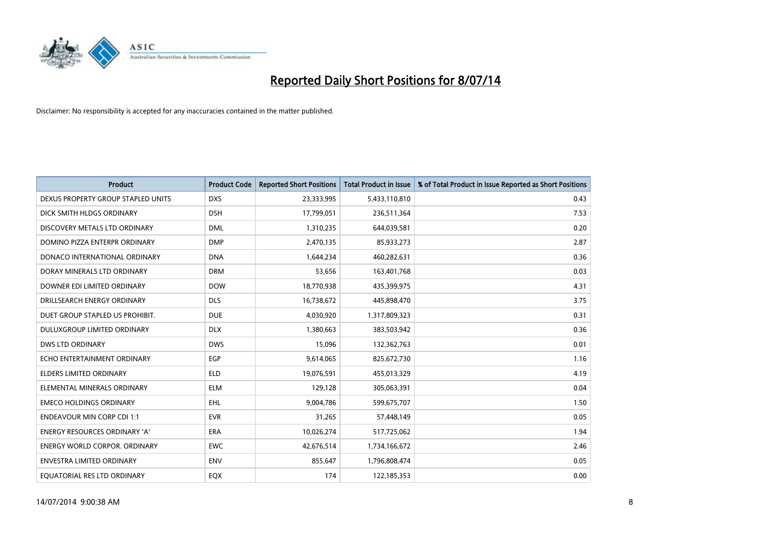# Reported Daily Short Positions for 8/07/14

Disclaimer: No responsibility is accepted for any inaccuracies contained in the matter published.

| Product | Product Code | Reported Short Positions | Total Product in Issue | % of Total Product in Issue Reported as Short Positions |
|---|---|---|---|---|
| DEXUS PROPERTY GROUP STAPLED UNITS | DXS | 23,333,995 | 5,433,110,810 | 0.43 |
| DICK SMITH HLDGS ORDINARY | DSH | 17,799,051 | 236,511,364 | 7.53 |
| DISCOVERY METALS LTD ORDINARY | DML | 1,310,235 | 644,039,581 | 0.20 |
| DOMINO PIZZA ENTERPR ORDINARY | DMP | 2,470,135 | 85,933,273 | 2.87 |
| DONACO INTERNATIONAL ORDINARY | DNA | 1,644,234 | 460,282,631 | 0.36 |
| DORAY MINERALS LTD ORDINARY | DRM | 53,656 | 163,401,768 | 0.03 |
| DOWNER EDI LIMITED ORDINARY | DOW | 18,770,938 | 435,399,975 | 4.31 |
| DRILLSEARCH ENERGY ORDINARY | DLS | 16,738,672 | 445,898,470 | 3.75 |
| DUET GROUP STAPLED US PROHIBIT. | DUE | 4,030,920 | 1,317,809,323 | 0.31 |
| DULUXGROUP LIMITED ORDINARY | DLX | 1,380,663 | 383,503,942 | 0.36 |
| DWS LTD ORDINARY | DWS | 15,096 | 132,362,763 | 0.01 |
| ECHO ENTERTAINMENT ORDINARY | EGP | 9,614,065 | 825,672,730 | 1.16 |
| ELDERS LIMITED ORDINARY | ELD | 19,076,591 | 455,013,329 | 4.19 |
| ELEMENTAL MINERALS ORDINARY | ELM | 129,128 | 305,063,391 | 0.04 |
| EMECO HOLDINGS ORDINARY | EHL | 9,004,786 | 599,675,707 | 1.50 |
| ENDEAVOUR MIN CORP CDI 1:1 | EVR | 31,265 | 57,448,149 | 0.05 |
| ENERGY RESOURCES ORDINARY 'A' | ERA | 10,026,274 | 517,725,062 | 1.94 |
| ENERGY WORLD CORPOR. ORDINARY | EWC | 42,676,514 | 1,734,166,672 | 2.46 |
| ENVESTRA LIMITED ORDINARY | ENV | 855,647 | 1,796,808,474 | 0.05 |
| EQUATORIAL RES LTD ORDINARY | EQX | 174 | 122,185,353 | 0.00 |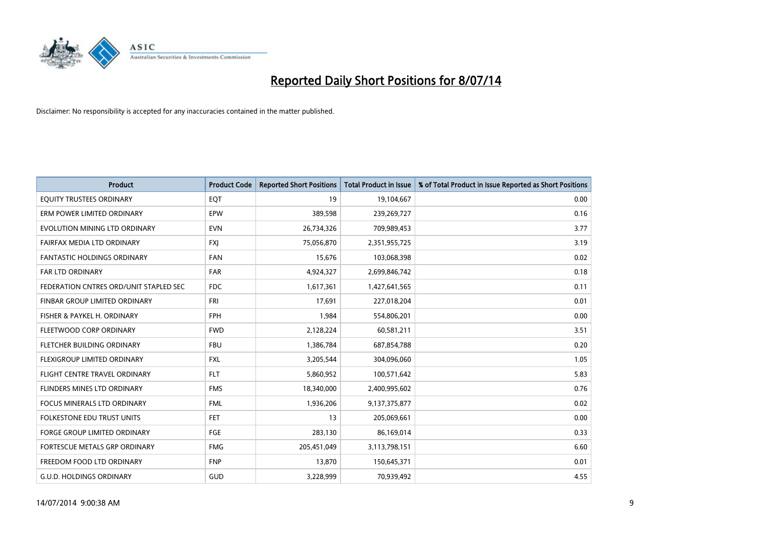# Reported Daily Short Positions for 8/07/14

Disclaimer: No responsibility is accepted for any inaccuracies contained in the matter published.

| Product | Product Code | Reported Short Positions | Total Product in Issue | % of Total Product in Issue Reported as Short Positions |
|---|---|---|---|---|
| EQUITY TRUSTEES ORDINARY | EQT | 19 | 19,104,667 | 0.00 |
| ERM POWER LIMITED ORDINARY | EPW | 389,598 | 239,269,727 | 0.16 |
| EVOLUTION MINING LTD ORDINARY | EVN | 26,734,326 | 709,989,453 | 3.77 |
| FAIRFAX MEDIA LTD ORDINARY | FXJ | 75,056,870 | 2,351,955,725 | 3.19 |
| FANTASTIC HOLDINGS ORDINARY | FAN | 15,676 | 103,068,398 | 0.02 |
| FAR LTD ORDINARY | FAR | 4,924,327 | 2,699,846,742 | 0.18 |
| FEDERATION CNTRES ORD/UNIT STAPLED SEC | FDC | 1,617,361 | 1,427,641,565 | 0.11 |
| FINBAR GROUP LIMITED ORDINARY | FRI | 17,691 | 227,018,204 | 0.01 |
| FISHER & PAYKEL H. ORDINARY | FPH | 1,984 | 554,806,201 | 0.00 |
| FLEETWOOD CORP ORDINARY | FWD | 2,128,224 | 60,581,211 | 3.51 |
| FLETCHER BUILDING ORDINARY | FBU | 1,386,784 | 687,854,788 | 0.20 |
| FLEXIGROUP LIMITED ORDINARY | FXL | 3,205,544 | 304,096,060 | 1.05 |
| FLIGHT CENTRE TRAVEL ORDINARY | FLT | 5,860,952 | 100,571,642 | 5.83 |
| FLINDERS MINES LTD ORDINARY | FMS | 18,340,000 | 2,400,995,602 | 0.76 |
| FOCUS MINERALS LTD ORDINARY | FML | 1,936,206 | 9,137,375,877 | 0.02 |
| FOLKESTONE EDU TRUST UNITS | FET | 13 | 205,069,661 | 0.00 |
| FORGE GROUP LIMITED ORDINARY | FGE | 283,130 | 86,169,014 | 0.33 |
| FORTESCUE METALS GRP ORDINARY | FMG | 205,451,049 | 3,113,798,151 | 6.60 |
| FREEDOM FOOD LTD ORDINARY | FNP | 13,870 | 150,645,371 | 0.01 |
| G.U.D. HOLDINGS ORDINARY | GUD | 3,228,999 | 70,939,492 | 4.55 |

14/07/2014 9:00:38 AM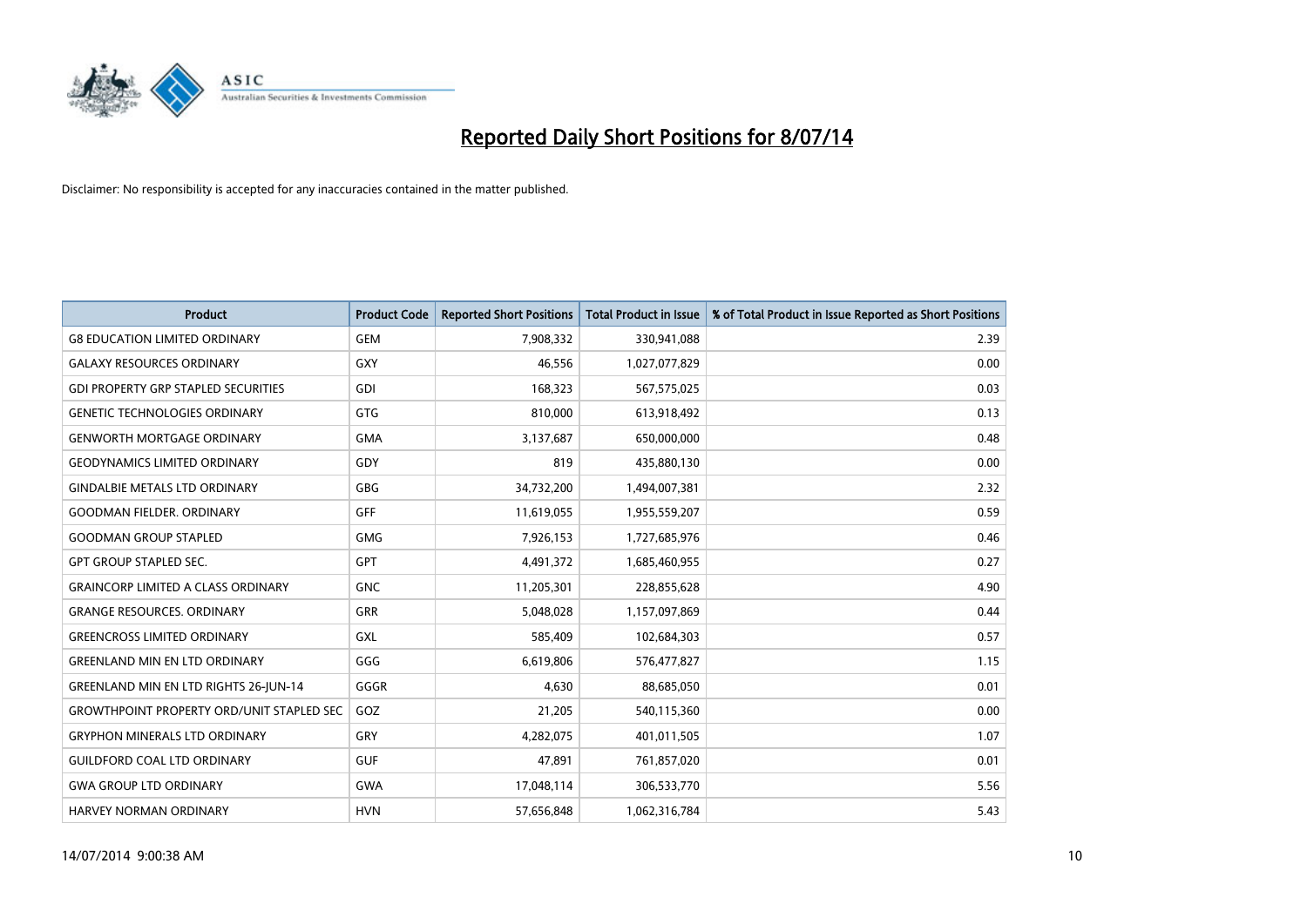# Reported Daily Short Positions for 8/07/14

Disclaimer: No responsibility is accepted for any inaccuracies contained in the matter published.

| Product | Product Code | Reported Short Positions | Total Product in Issue | % of Total Product in Issue Reported as Short Positions |
|---|---|---|---|---|
| G8 EDUCATION LIMITED ORDINARY | GEM | 7,908,332 | 330,941,088 | 2.39 |
| GALAXY RESOURCES ORDINARY | GXY | 46,556 | 1,027,077,829 | 0.00 |
| GDI PROPERTY GRP STAPLED SECURITIES | GDI | 168,323 | 567,575,025 | 0.03 |
| GENETIC TECHNOLOGIES ORDINARY | GTG | 810,000 | 613,918,492 | 0.13 |
| GENWORTH MORTGAGE ORDINARY | GMA | 3,137,687 | 650,000,000 | 0.48 |
| GEODYNAMICS LIMITED ORDINARY | GDY | 819 | 435,880,130 | 0.00 |
| GINDALBIE METALS LTD ORDINARY | GBG | 34,732,200 | 1,494,007,381 | 2.32 |
| GOODMAN FIELDER. ORDINARY | GFF | 11,619,055 | 1,955,559,207 | 0.59 |
| GOODMAN GROUP STAPLED | GMG | 7,926,153 | 1,727,685,976 | 0.46 |
| GPT GROUP STAPLED SEC. | GPT | 4,491,372 | 1,685,460,955 | 0.27 |
| GRAINCORP LIMITED A CLASS ORDINARY | GNC | 11,205,301 | 228,855,628 | 4.90 |
| GRANGE RESOURCES. ORDINARY | GRR | 5,048,028 | 1,157,097,869 | 0.44 |
| GREENCROSS LIMITED ORDINARY | GXL | 585,409 | 102,684,303 | 0.57 |
| GREENLAND MIN EN LTD ORDINARY | GGG | 6,619,806 | 576,477,827 | 1.15 |
| GREENLAND MIN EN LTD RIGHTS 26-JUN-14 | GGGR | 4,630 | 88,685,050 | 0.01 |
| GROWTHPOINT PROPERTY ORD/UNIT STAPLED SEC | GOZ | 21,205 | 540,115,360 | 0.00 |
| GRYPHON MINERALS LTD ORDINARY | GRY | 4,282,075 | 401,011,505 | 1.07 |
| GUILDFORD COAL LTD ORDINARY | GUF | 47,891 | 761,857,020 | 0.01 |
| GWA GROUP LTD ORDINARY | GWA | 17,048,114 | 306,533,770 | 5.56 |
| HARVEY NORMAN ORDINARY | HVN | 57,656,848 | 1,062,316,784 | 5.43 |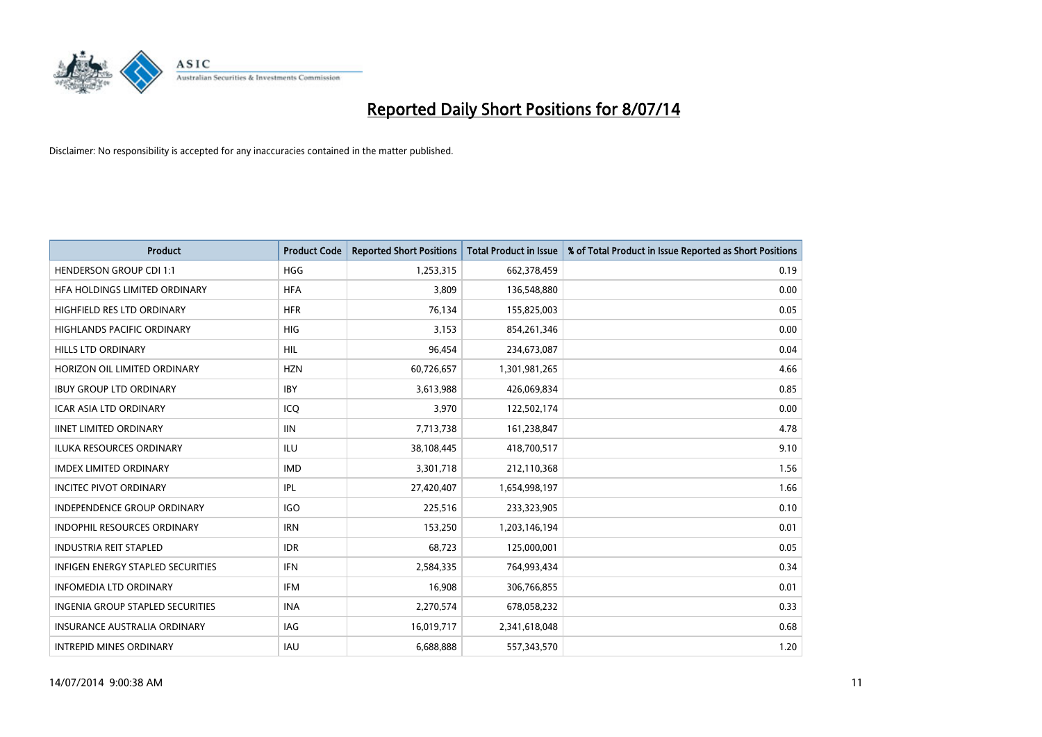# Reported Daily Short Positions for 8/07/14

Disclaimer: No responsibility is accepted for any inaccuracies contained in the matter published.

| Product | Product Code | Reported Short Positions | Total Product in Issue | % of Total Product in Issue Reported as Short Positions |
|---|---|---|---|---|
| HENDERSON GROUP CDI 1:1 | HGG | 1,253,315 | 662,378,459 | 0.19 |
| HFA HOLDINGS LIMITED ORDINARY | HFA | 3,809 | 136,548,880 | 0.00 |
| HIGHFIELD RES LTD ORDINARY | HFR | 76,134 | 155,825,003 | 0.05 |
| HIGHLANDS PACIFIC ORDINARY | HIG | 3,153 | 854,261,346 | 0.00 |
| HILLS LTD ORDINARY | HIL | 96,454 | 234,673,087 | 0.04 |
| HORIZON OIL LIMITED ORDINARY | HZN | 60,726,657 | 1,301,981,265 | 4.66 |
| IBUY GROUP LTD ORDINARY | IBY | 3,613,988 | 426,069,834 | 0.85 |
| ICAR ASIA LTD ORDINARY | ICQ | 3,970 | 122,502,174 | 0.00 |
| IINET LIMITED ORDINARY | IIN | 7,713,738 | 161,238,847 | 4.78 |
| ILUKA RESOURCES ORDINARY | ILU | 38,108,445 | 418,700,517 | 9.10 |
| IMDEX LIMITED ORDINARY | IMD | 3,301,718 | 212,110,368 | 1.56 |
| INCITEC PIVOT ORDINARY | IPL | 27,420,407 | 1,654,998,197 | 1.66 |
| INDEPENDENCE GROUP ORDINARY | IGO | 225,516 | 233,323,905 | 0.10 |
| INDOPHIL RESOURCES ORDINARY | IRN | 153,250 | 1,203,146,194 | 0.01 |
| INDUSTRIA REIT STAPLED | IDR | 68,723 | 125,000,001 | 0.05 |
| INFIGEN ENERGY STAPLED SECURITIES | IFN | 2,584,335 | 764,993,434 | 0.34 |
| INFOMEDIA LTD ORDINARY | IFM | 16,908 | 306,766,855 | 0.01 |
| INGENIA GROUP STAPLED SECURITIES | INA | 2,270,574 | 678,058,232 | 0.33 |
| INSURANCE AUSTRALIA ORDINARY | IAG | 16,019,717 | 2,341,618,048 | 0.68 |
| INTREPID MINES ORDINARY | IAU | 6,688,888 | 557,343,570 | 1.20 |

14/07/2014 9:00:38 AM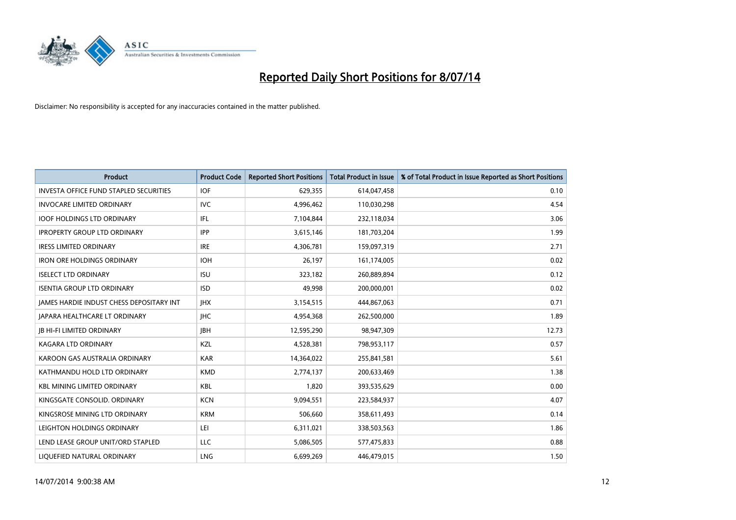# Reported Daily Short Positions for 8/07/14

Disclaimer: No responsibility is accepted for any inaccuracies contained in the matter published.

| Product | Product Code | Reported Short Positions | Total Product in Issue | % of Total Product in Issue Reported as Short Positions |
|---|---|---|---|---|
| INVESTA OFFICE FUND STAPLED SECURITIES | IOF | 629,355 | 614,047,458 | 0.10 |
| INVOCARE LIMITED ORDINARY | IVC | 4,996,462 | 110,030,298 | 4.54 |
| IOOF HOLDINGS LTD ORDINARY | IFL | 7,104,844 | 232,118,034 | 3.06 |
| IPROPERTY GROUP LTD ORDINARY | IPP | 3,615,146 | 181,703,204 | 1.99 |
| IRESS LIMITED ORDINARY | IRE | 4,306,781 | 159,097,319 | 2.71 |
| IRON ORE HOLDINGS ORDINARY | IOH | 26,197 | 161,174,005 | 0.02 |
| ISELECT LTD ORDINARY | ISU | 323,182 | 260,889,894 | 0.12 |
| ISENTIA GROUP LTD ORDINARY | ISD | 49,998 | 200,000,001 | 0.02 |
| JAMES HARDIE INDUST CHESS DEPOSITARY INT | JHX | 3,154,515 | 444,867,063 | 0.71 |
| JAPARA HEALTHCARE LT ORDINARY | JHC | 4,954,368 | 262,500,000 | 1.89 |
| JB HI-FI LIMITED ORDINARY | JBH | 12,595,290 | 98,947,309 | 12.73 |
| KAGARA LTD ORDINARY | KZL | 4,528,381 | 798,953,117 | 0.57 |
| KAROON GAS AUSTRALIA ORDINARY | KAR | 14,364,022 | 255,841,581 | 5.61 |
| KATHMANDU HOLD LTD ORDINARY | KMD | 2,774,137 | 200,633,469 | 1.38 |
| KBL MINING LIMITED ORDINARY | KBL | 1,820 | 393,535,629 | 0.00 |
| KINGSGATE CONSOLID. ORDINARY | KCN | 9,094,551 | 223,584,937 | 4.07 |
| KINGSROSE MINING LTD ORDINARY | KRM | 506,660 | 358,611,493 | 0.14 |
| LEIGHTON HOLDINGS ORDINARY | LEI | 6,311,021 | 338,503,563 | 1.86 |
| LEND LEASE GROUP UNIT/ORD STAPLED | LLC | 5,086,505 | 577,475,833 | 0.88 |
| LIQUEFIED NATURAL ORDINARY | LNG | 6,699,269 | 446,479,015 | 1.50 |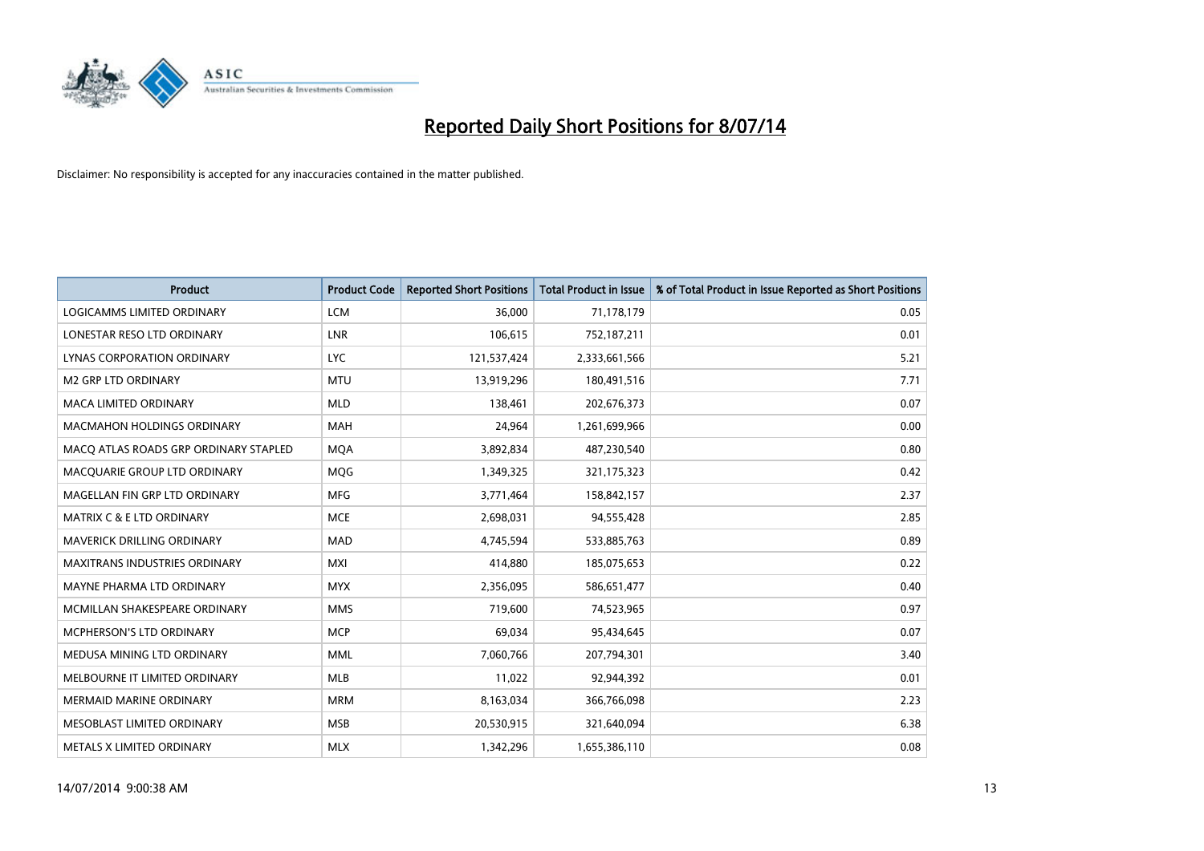# Reported Daily Short Positions for 8/07/14

Disclaimer: No responsibility is accepted for any inaccuracies contained in the matter published.

| Product | Product Code | Reported Short Positions | Total Product in Issue | % of Total Product in Issue Reported as Short Positions |
|---|---|---|---|---|
| LOGICAMMS LIMITED ORDINARY | LCM | 36,000 | 71,178,179 | 0.05 |
| LONESTAR RESO LTD ORDINARY | LNR | 106,615 | 752,187,211 | 0.01 |
| LYNAS CORPORATION ORDINARY | LYC | 121,537,424 | 2,333,661,566 | 5.21 |
| M2 GRP LTD ORDINARY | MTU | 13,919,296 | 180,491,516 | 7.71 |
| MACA LIMITED ORDINARY | MLD | 138,461 | 202,676,373 | 0.07 |
| MACMAHON HOLDINGS ORDINARY | MAH | 24,964 | 1,261,699,966 | 0.00 |
| MACQ ATLAS ROADS GRP ORDINARY STAPLED | MQA | 3,892,834 | 487,230,540 | 0.80 |
| MACQUARIE GROUP LTD ORDINARY | MQG | 1,349,325 | 321,175,323 | 0.42 |
| MAGELLAN FIN GRP LTD ORDINARY | MFG | 3,771,464 | 158,842,157 | 2.37 |
| MATRIX C & E LTD ORDINARY | MCE | 2,698,031 | 94,555,428 | 2.85 |
| MAVERICK DRILLING ORDINARY | MAD | 4,745,594 | 533,885,763 | 0.89 |
| MAXITRANS INDUSTRIES ORDINARY | MXI | 414,880 | 185,075,653 | 0.22 |
| MAYNE PHARMA LTD ORDINARY | MYX | 2,356,095 | 586,651,477 | 0.40 |
| MCMILLAN SHAKESPEARE ORDINARY | MMS | 719,600 | 74,523,965 | 0.97 |
| MCPHERSON'S LTD ORDINARY | MCP | 69,034 | 95,434,645 | 0.07 |
| MEDUSA MINING LTD ORDINARY | MML | 7,060,766 | 207,794,301 | 3.40 |
| MELBOURNE IT LIMITED ORDINARY | MLB | 11,022 | 92,944,392 | 0.01 |
| MERMAID MARINE ORDINARY | MRM | 8,163,034 | 366,766,098 | 2.23 |
| MESOBLAST LIMITED ORDINARY | MSB | 20,530,915 | 321,640,094 | 6.38 |
| METALS X LIMITED ORDINARY | MLX | 1,342,296 | 1,655,386,110 | 0.08 |

14/07/2014 9:00:38 AM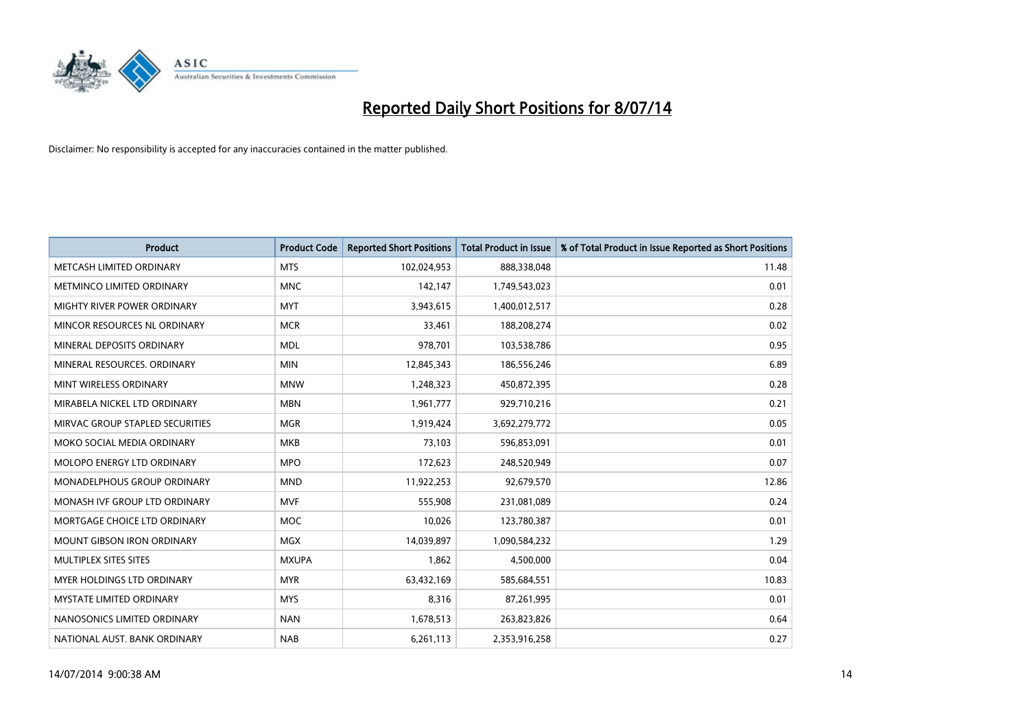# Reported Daily Short Positions for 8/07/14

Disclaimer: No responsibility is accepted for any inaccuracies contained in the matter published.

| Product | Product Code | Reported Short Positions | Total Product in Issue | % of Total Product in Issue Reported as Short Positions |
|---|---|---|---|---|
| METCASH LIMITED ORDINARY | MTS | 102,024,953 | 888,338,048 | 11.48 |
| METMINCO LIMITED ORDINARY | MNC | 142,147 | 1,749,543,023 | 0.01 |
| MIGHTY RIVER POWER ORDINARY | MYT | 3,943,615 | 1,400,012,517 | 0.28 |
| MINCOR RESOURCES NL ORDINARY | MCR | 33,461 | 188,208,274 | 0.02 |
| MINERAL DEPOSITS ORDINARY | MDL | 978,701 | 103,538,786 | 0.95 |
| MINERAL RESOURCES. ORDINARY | MIN | 12,845,343 | 186,556,246 | 6.89 |
| MINT WIRELESS ORDINARY | MNW | 1,248,323 | 450,872,395 | 0.28 |
| MIRABELA NICKEL LTD ORDINARY | MBN | 1,961,777 | 929,710,216 | 0.21 |
| MIRVAC GROUP STAPLED SECURITIES | MGR | 1,919,424 | 3,692,279,772 | 0.05 |
| MOKO SOCIAL MEDIA ORDINARY | MKB | 73,103 | 596,853,091 | 0.01 |
| MOLOPO ENERGY LTD ORDINARY | MPO | 172,623 | 248,520,949 | 0.07 |
| MONADELPHOUS GROUP ORDINARY | MND | 11,922,253 | 92,679,570 | 12.86 |
| MONASH IVF GROUP LTD ORDINARY | MVF | 555,908 | 231,081,089 | 0.24 |
| MORTGAGE CHOICE LTD ORDINARY | MOC | 10,026 | 123,780,387 | 0.01 |
| MOUNT GIBSON IRON ORDINARY | MGX | 14,039,897 | 1,090,584,232 | 1.29 |
| MULTIPLEX SITES SITES | MXUPA | 1,862 | 4,500,000 | 0.04 |
| MYER HOLDINGS LTD ORDINARY | MYR | 63,432,169 | 585,684,551 | 10.83 |
| MYSTATE LIMITED ORDINARY | MYS | 8,316 | 87,261,995 | 0.01 |
| NANOSONICS LIMITED ORDINARY | NAN | 1,678,513 | 263,823,826 | 0.64 |
| NATIONAL AUST. BANK ORDINARY | NAB | 6,261,113 | 2,353,916,258 | 0.27 |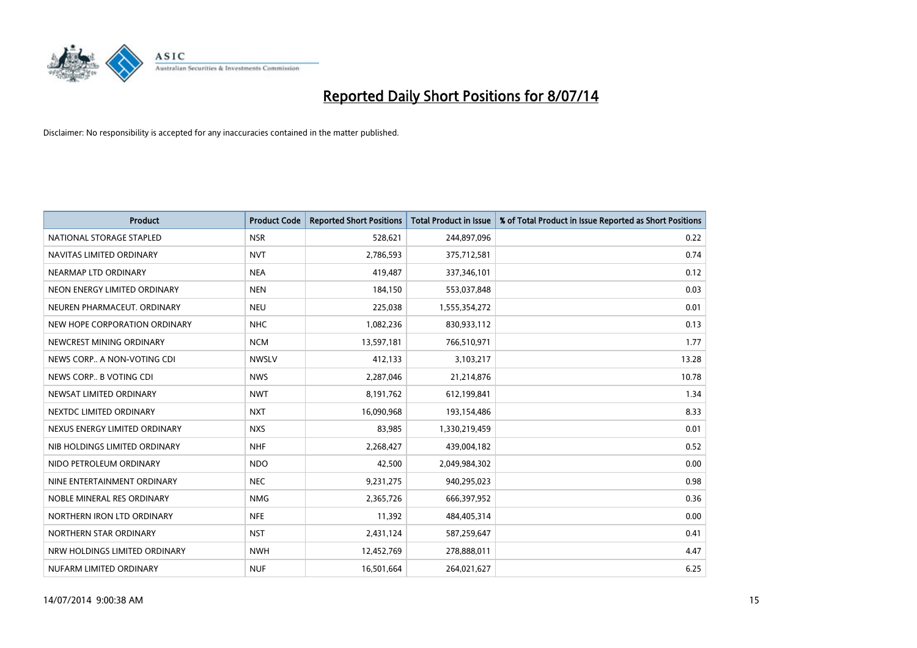# Reported Daily Short Positions for 8/07/14

Disclaimer: No responsibility is accepted for any inaccuracies contained in the matter published.

| Product | Product Code | Reported Short Positions | Total Product in Issue | % of Total Product in Issue Reported as Short Positions |
|---|---|---|---|---|
| NATIONAL STORAGE STAPLED | NSR | 528,621 | 244,897,096 | 0.22 |
| NAVITAS LIMITED ORDINARY | NVT | 2,786,593 | 375,712,581 | 0.74 |
| NEARMAP LTD ORDINARY | NEA | 419,487 | 337,346,101 | 0.12 |
| NEON ENERGY LIMITED ORDINARY | NEN | 184,150 | 553,037,848 | 0.03 |
| NEUREN PHARMACEUT. ORDINARY | NEU | 225,038 | 1,555,354,272 | 0.01 |
| NEW HOPE CORPORATION ORDINARY | NHC | 1,082,236 | 830,933,112 | 0.13 |
| NEWCREST MINING ORDINARY | NCM | 13,597,181 | 766,510,971 | 1.77 |
| NEWS CORP.. A NON-VOTING CDI | NWSLV | 412,133 | 3,103,217 | 13.28 |
| NEWS CORP.. B VOTING CDI | NWS | 2,287,046 | 21,214,876 | 10.78 |
| NEWSAT LIMITED ORDINARY | NWT | 8,191,762 | 612,199,841 | 1.34 |
| NEXTDC LIMITED ORDINARY | NXT | 16,090,968 | 193,154,486 | 8.33 |
| NEXUS ENERGY LIMITED ORDINARY | NXS | 83,985 | 1,330,219,459 | 0.01 |
| NIB HOLDINGS LIMITED ORDINARY | NHF | 2,268,427 | 439,004,182 | 0.52 |
| NIDO PETROLEUM ORDINARY | NDO | 42,500 | 2,049,984,302 | 0.00 |
| NINE ENTERTAINMENT ORDINARY | NEC | 9,231,275 | 940,295,023 | 0.98 |
| NOBLE MINERAL RES ORDINARY | NMG | 2,365,726 | 666,397,952 | 0.36 |
| NORTHERN IRON LTD ORDINARY | NFE | 11,392 | 484,405,314 | 0.00 |
| NORTHERN STAR ORDINARY | NST | 2,431,124 | 587,259,647 | 0.41 |
| NRW HOLDINGS LIMITED ORDINARY | NWH | 12,452,769 | 278,888,011 | 4.47 |
| NUFARM LIMITED ORDINARY | NUF | 16,501,664 | 264,021,627 | 6.25 |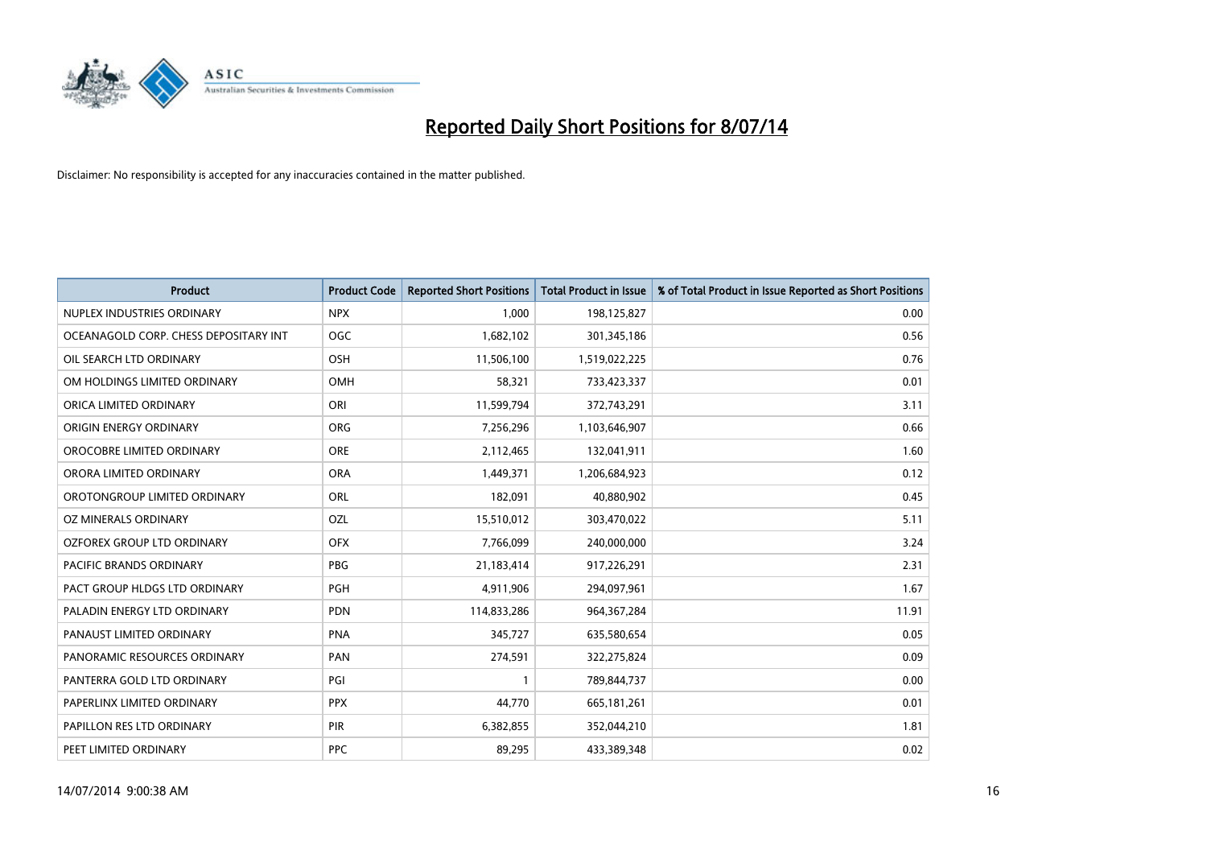# Reported Daily Short Positions for 8/07/14

Disclaimer: No responsibility is accepted for any inaccuracies contained in the matter published.

| Product | Product Code | Reported Short Positions | Total Product in Issue | % of Total Product in Issue Reported as Short Positions |
|---|---|---|---|---|
| NUPLEX INDUSTRIES ORDINARY | NPX | 1,000 | 198,125,827 | 0.00 |
| OCEANAGOLD CORP. CHESS DEPOSITARY INT | OGC | 1,682,102 | 301,345,186 | 0.56 |
| OIL SEARCH LTD ORDINARY | OSH | 11,506,100 | 1,519,022,225 | 0.76 |
| OM HOLDINGS LIMITED ORDINARY | OMH | 58,321 | 733,423,337 | 0.01 |
| ORICA LIMITED ORDINARY | ORI | 11,599,794 | 372,743,291 | 3.11 |
| ORIGIN ENERGY ORDINARY | ORG | 7,256,296 | 1,103,646,907 | 0.66 |
| OROCOBRE LIMITED ORDINARY | ORE | 2,112,465 | 132,041,911 | 1.60 |
| ORORA LIMITED ORDINARY | ORA | 1,449,371 | 1,206,684,923 | 0.12 |
| OROTONGROUP LIMITED ORDINARY | ORL | 182,091 | 40,880,902 | 0.45 |
| OZ MINERALS ORDINARY | OZL | 15,510,012 | 303,470,022 | 5.11 |
| OZFOREX GROUP LTD ORDINARY | OFX | 7,766,099 | 240,000,000 | 3.24 |
| PACIFIC BRANDS ORDINARY | PBG | 21,183,414 | 917,226,291 | 2.31 |
| PACT GROUP HLDGS LTD ORDINARY | PGH | 4,911,906 | 294,097,961 | 1.67 |
| PALADIN ENERGY LTD ORDINARY | PDN | 114,833,286 | 964,367,284 | 11.91 |
| PANAUST LIMITED ORDINARY | PNA | 345,727 | 635,580,654 | 0.05 |
| PANORAMIC RESOURCES ORDINARY | PAN | 274,591 | 322,275,824 | 0.09 |
| PANTERRA GOLD LTD ORDINARY | PGI | 1 | 789,844,737 | 0.00 |
| PAPERLINX LIMITED ORDINARY | PPX | 44,770 | 665,181,261 | 0.01 |
| PAPILLON RES LTD ORDINARY | PIR | 6,382,855 | 352,044,210 | 1.81 |
| PEET LIMITED ORDINARY | PPC | 89,295 | 433,389,348 | 0.02 |

14/07/2014 9:00:38 AM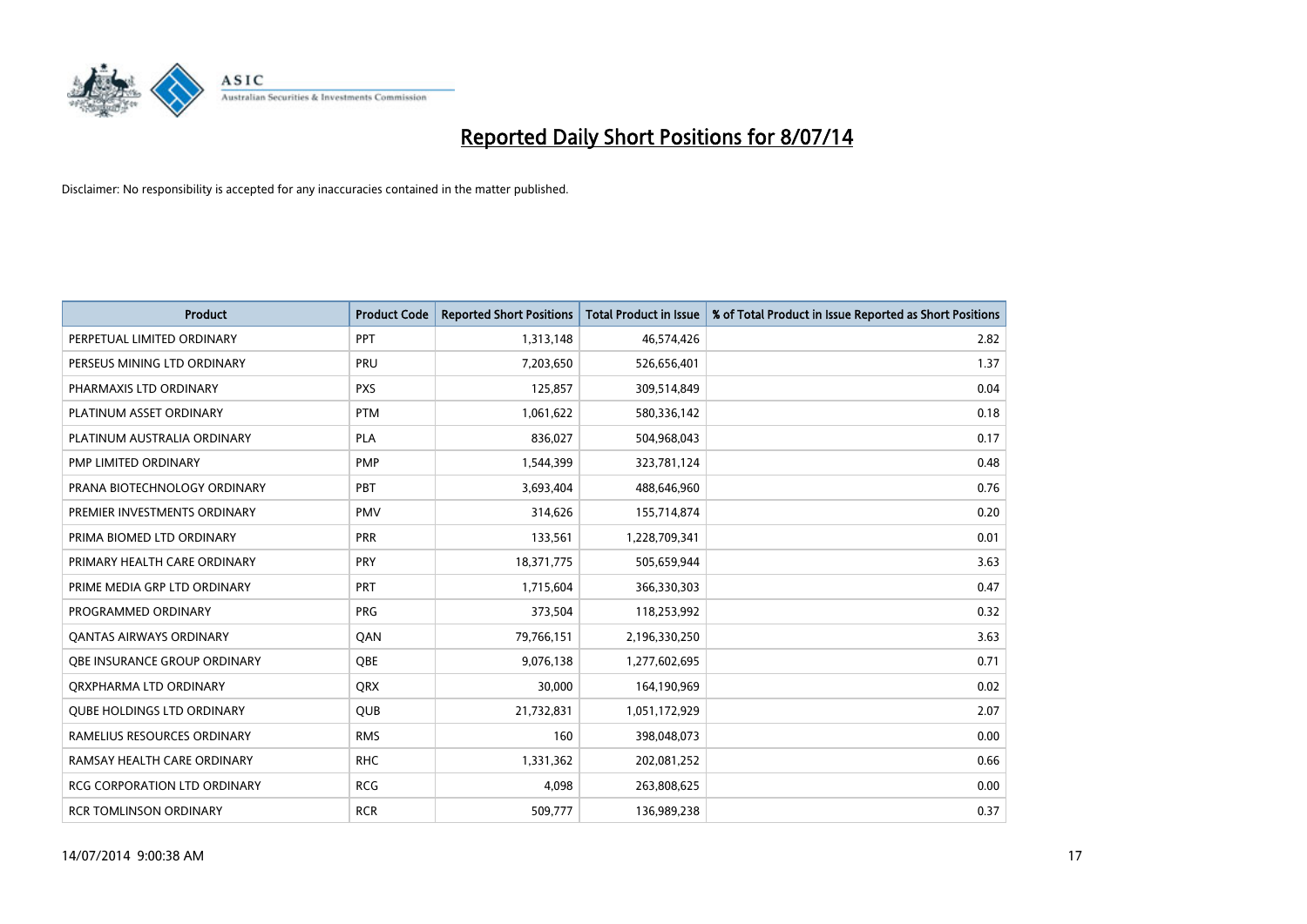# Reported Daily Short Positions for 8/07/14

Disclaimer: No responsibility is accepted for any inaccuracies contained in the matter published.

| Product | Product Code | Reported Short Positions | Total Product in Issue | % of Total Product in Issue Reported as Short Positions |
|---|---|---|---|---|
| PERPETUAL LIMITED ORDINARY | PPT | 1,313,148 | 46,574,426 | 2.82 |
| PERSEUS MINING LTD ORDINARY | PRU | 7,203,650 | 526,656,401 | 1.37 |
| PHARMAXIS LTD ORDINARY | PXS | 125,857 | 309,514,849 | 0.04 |
| PLATINUM ASSET ORDINARY | PTM | 1,061,622 | 580,336,142 | 0.18 |
| PLATINUM AUSTRALIA ORDINARY | PLA | 836,027 | 504,968,043 | 0.17 |
| PMP LIMITED ORDINARY | PMP | 1,544,399 | 323,781,124 | 0.48 |
| PRANA BIOTECHNOLOGY ORDINARY | PBT | 3,693,404 | 488,646,960 | 0.76 |
| PREMIER INVESTMENTS ORDINARY | PMV | 314,626 | 155,714,874 | 0.20 |
| PRIMA BIOMED LTD ORDINARY | PRR | 133,561 | 1,228,709,341 | 0.01 |
| PRIMARY HEALTH CARE ORDINARY | PRY | 18,371,775 | 505,659,944 | 3.63 |
| PRIME MEDIA GRP LTD ORDINARY | PRT | 1,715,604 | 366,330,303 | 0.47 |
| PROGRAMMED ORDINARY | PRG | 373,504 | 118,253,992 | 0.32 |
| QANTAS AIRWAYS ORDINARY | QAN | 79,766,151 | 2,196,330,250 | 3.63 |
| QBE INSURANCE GROUP ORDINARY | QBE | 9,076,138 | 1,277,602,695 | 0.71 |
| QRXPHARMA LTD ORDINARY | QRX | 30,000 | 164,190,969 | 0.02 |
| QUBE HOLDINGS LTD ORDINARY | QUB | 21,732,831 | 1,051,172,929 | 2.07 |
| RAMELIUS RESOURCES ORDINARY | RMS | 160 | 398,048,073 | 0.00 |
| RAMSAY HEALTH CARE ORDINARY | RHC | 1,331,362 | 202,081,252 | 0.66 |
| RCG CORPORATION LTD ORDINARY | RCG | 4,098 | 263,808,625 | 0.00 |
| RCR TOMLINSON ORDINARY | RCR | 509,777 | 136,989,238 | 0.37 |

14/07/2014 9:00:38 AM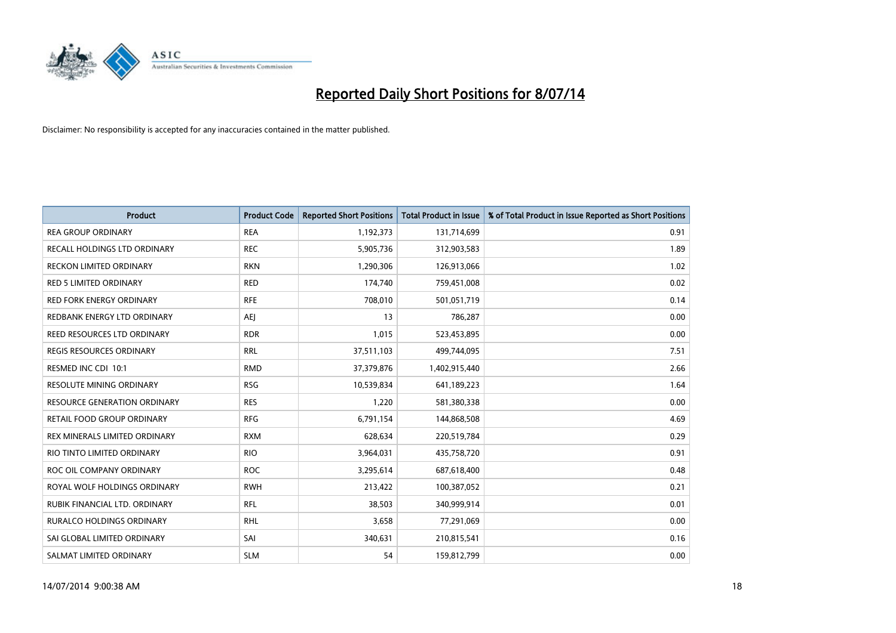# Reported Daily Short Positions for 8/07/14

Disclaimer: No responsibility is accepted for any inaccuracies contained in the matter published.

| Product | Product Code | Reported Short Positions | Total Product in Issue | % of Total Product in Issue Reported as Short Positions |
|---|---|---|---|---|
| REA GROUP ORDINARY | REA | 1,192,373 | 131,714,699 | 0.91 |
| RECALL HOLDINGS LTD ORDINARY | REC | 5,905,736 | 312,903,583 | 1.89 |
| RECKON LIMITED ORDINARY | RKN | 1,290,306 | 126,913,066 | 1.02 |
| RED 5 LIMITED ORDINARY | RED | 174,740 | 759,451,008 | 0.02 |
| RED FORK ENERGY ORDINARY | RFE | 708,010 | 501,051,719 | 0.14 |
| REDBANK ENERGY LTD ORDINARY | AEJ | 13 | 786,287 | 0.00 |
| REED RESOURCES LTD ORDINARY | RDR | 1,015 | 523,453,895 | 0.00 |
| REGIS RESOURCES ORDINARY | RRL | 37,511,103 | 499,744,095 | 7.51 |
| RESMED INC CDI 10:1 | RMD | 37,379,876 | 1,402,915,440 | 2.66 |
| RESOLUTE MINING ORDINARY | RSG | 10,539,834 | 641,189,223 | 1.64 |
| RESOURCE GENERATION ORDINARY | RES | 1,220 | 581,380,338 | 0.00 |
| RETAIL FOOD GROUP ORDINARY | RFG | 6,791,154 | 144,868,508 | 4.69 |
| REX MINERALS LIMITED ORDINARY | RXM | 628,634 | 220,519,784 | 0.29 |
| RIO TINTO LIMITED ORDINARY | RIO | 3,964,031 | 435,758,720 | 0.91 |
| ROC OIL COMPANY ORDINARY | ROC | 3,295,614 | 687,618,400 | 0.48 |
| ROYAL WOLF HOLDINGS ORDINARY | RWH | 213,422 | 100,387,052 | 0.21 |
| RUBIK FINANCIAL LTD. ORDINARY | RFL | 38,503 | 340,999,914 | 0.01 |
| RURALCO HOLDINGS ORDINARY | RHL | 3,658 | 77,291,069 | 0.00 |
| SAI GLOBAL LIMITED ORDINARY | SAI | 340,631 | 210,815,541 | 0.16 |
| SALMAT LIMITED ORDINARY | SLM | 54 | 159,812,799 | 0.00 |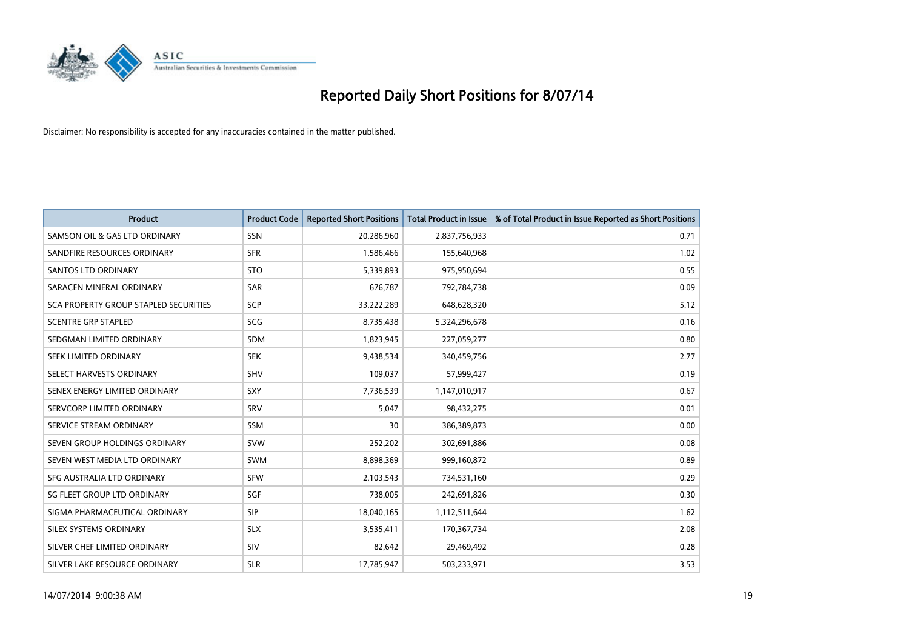# Reported Daily Short Positions for 8/07/14

Disclaimer: No responsibility is accepted for any inaccuracies contained in the matter published.

| Product | Product Code | Reported Short Positions | Total Product in Issue | % of Total Product in Issue Reported as Short Positions |
|---|---|---|---|---|
| SAMSON OIL & GAS LTD ORDINARY | SSN | 20,286,960 | 2,837,756,933 | 0.71 |
| SANDFIRE RESOURCES ORDINARY | SFR | 1,586,466 | 155,640,968 | 1.02 |
| SANTOS LTD ORDINARY | STO | 5,339,893 | 975,950,694 | 0.55 |
| SARACEN MINERAL ORDINARY | SAR | 676,787 | 792,784,738 | 0.09 |
| SCA PROPERTY GROUP STAPLED SECURITIES | SCP | 33,222,289 | 648,628,320 | 5.12 |
| SCENTRE GRP STAPLED | SCG | 8,735,438 | 5,324,296,678 | 0.16 |
| SEDGMAN LIMITED ORDINARY | SDM | 1,823,945 | 227,059,277 | 0.80 |
| SEEK LIMITED ORDINARY | SEK | 9,438,534 | 340,459,756 | 2.77 |
| SELECT HARVESTS ORDINARY | SHV | 109,037 | 57,999,427 | 0.19 |
| SENEX ENERGY LIMITED ORDINARY | SXY | 7,736,539 | 1,147,010,917 | 0.67 |
| SERVCORP LIMITED ORDINARY | SRV | 5,047 | 98,432,275 | 0.01 |
| SERVICE STREAM ORDINARY | SSM | 30 | 386,389,873 | 0.00 |
| SEVEN GROUP HOLDINGS ORDINARY | SVW | 252,202 | 302,691,886 | 0.08 |
| SEVEN WEST MEDIA LTD ORDINARY | SWM | 8,898,369 | 999,160,872 | 0.89 |
| SFG AUSTRALIA LTD ORDINARY | SFW | 2,103,543 | 734,531,160 | 0.29 |
| SG FLEET GROUP LTD ORDINARY | SGF | 738,005 | 242,691,826 | 0.30 |
| SIGMA PHARMACEUTICAL ORDINARY | SIP | 18,040,165 | 1,112,511,644 | 1.62 |
| SILEX SYSTEMS ORDINARY | SLX | 3,535,411 | 170,367,734 | 2.08 |
| SILVER CHEF LIMITED ORDINARY | SIV | 82,642 | 29,469,492 | 0.28 |
| SILVER LAKE RESOURCE ORDINARY | SLR | 17,785,947 | 503,233,971 | 3.53 |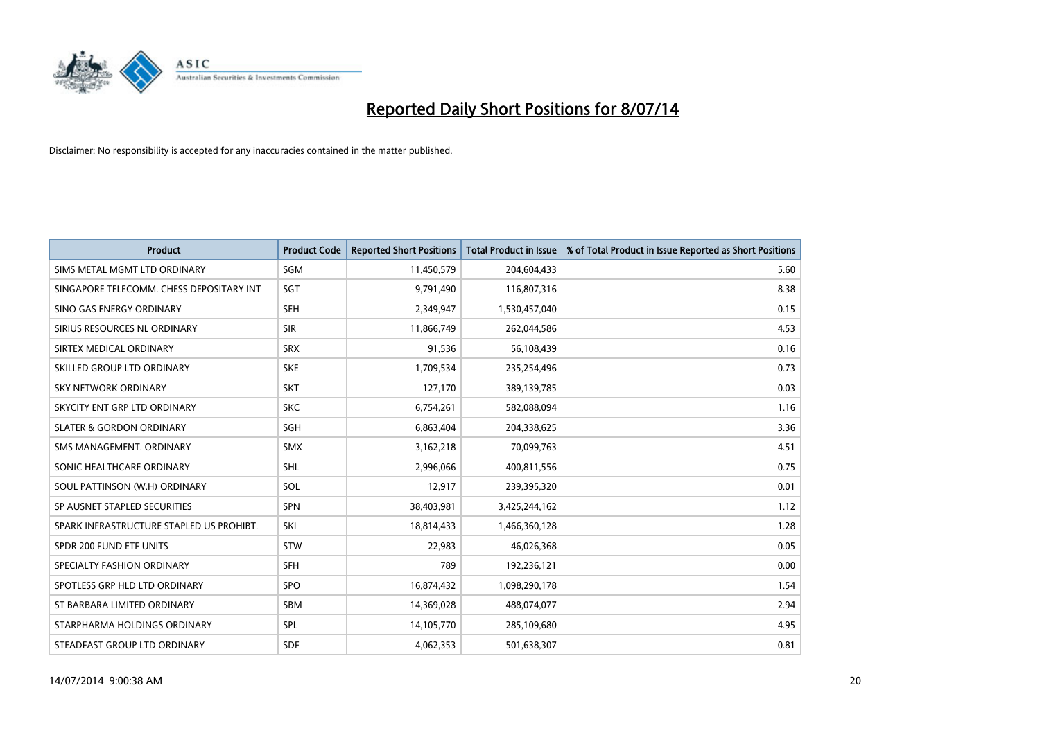# Reported Daily Short Positions for 8/07/14

Disclaimer: No responsibility is accepted for any inaccuracies contained in the matter published.

| Product | Product Code | Reported Short Positions | Total Product in Issue | % of Total Product in Issue Reported as Short Positions |
|---|---|---|---|---|
| SIMS METAL MGMT LTD ORDINARY | SGM | 11,450,579 | 204,604,433 | 5.60 |
| SINGAPORE TELECOMM. CHESS DEPOSITARY INT | SGT | 9,791,490 | 116,807,316 | 8.38 |
| SINO GAS ENERGY ORDINARY | SEH | 2,349,947 | 1,530,457,040 | 0.15 |
| SIRIUS RESOURCES NL ORDINARY | SIR | 11,866,749 | 262,044,586 | 4.53 |
| SIRTEX MEDICAL ORDINARY | SRX | 91,536 | 56,108,439 | 0.16 |
| SKILLED GROUP LTD ORDINARY | SKE | 1,709,534 | 235,254,496 | 0.73 |
| SKY NETWORK ORDINARY | SKT | 127,170 | 389,139,785 | 0.03 |
| SKYCITY ENT GRP LTD ORDINARY | SKC | 6,754,261 | 582,088,094 | 1.16 |
| SLATER & GORDON ORDINARY | SGH | 6,863,404 | 204,338,625 | 3.36 |
| SMS MANAGEMENT. ORDINARY | SMX | 3,162,218 | 70,099,763 | 4.51 |
| SONIC HEALTHCARE ORDINARY | SHL | 2,996,066 | 400,811,556 | 0.75 |
| SOUL PATTINSON (W.H) ORDINARY | SOL | 12,917 | 239,395,320 | 0.01 |
| SP AUSNET STAPLED SECURITIES | SPN | 38,403,981 | 3,425,244,162 | 1.12 |
| SPARK INFRASTRUCTURE STAPLED US PROHIBT. | SKI | 18,814,433 | 1,466,360,128 | 1.28 |
| SPDR 200 FUND ETF UNITS | STW | 22,983 | 46,026,368 | 0.05 |
| SPECIALTY FASHION ORDINARY | SFH | 789 | 192,236,121 | 0.00 |
| SPOTLESS GRP HLD LTD ORDINARY | SPO | 16,874,432 | 1,098,290,178 | 1.54 |
| ST BARBARA LIMITED ORDINARY | SBM | 14,369,028 | 488,074,077 | 2.94 |
| STARPHARMA HOLDINGS ORDINARY | SPL | 14,105,770 | 285,109,680 | 4.95 |
| STEADFAST GROUP LTD ORDINARY | SDF | 4,062,353 | 501,638,307 | 0.81 |

14/07/2014 9:00:38 AM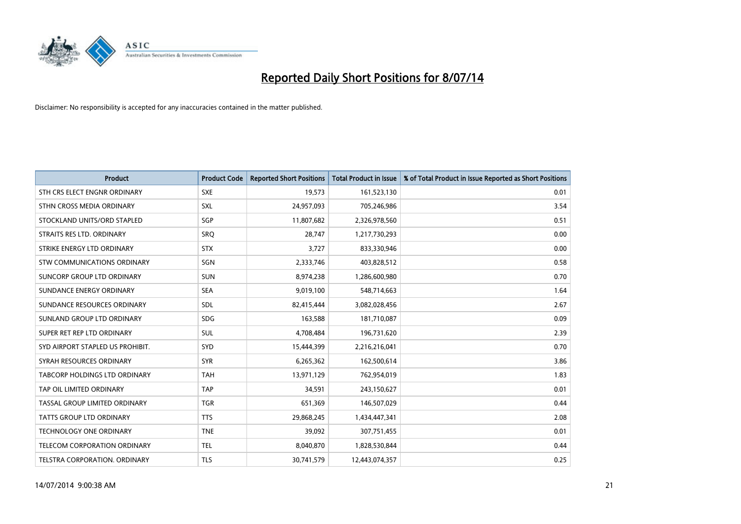# Reported Daily Short Positions for 8/07/14

Disclaimer: No responsibility is accepted for any inaccuracies contained in the matter published.

| Product | Product Code | Reported Short Positions | Total Product in Issue | % of Total Product in Issue Reported as Short Positions |
|---|---|---|---|---|
| STH CRS ELECT ENGNR ORDINARY | SXE | 19,573 | 161,523,130 | 0.01 |
| STHN CROSS MEDIA ORDINARY | SXL | 24,957,093 | 705,246,986 | 3.54 |
| STOCKLAND UNITS/ORD STAPLED | SGP | 11,807,682 | 2,326,978,560 | 0.51 |
| STRAITS RES LTD. ORDINARY | SRQ | 28,747 | 1,217,730,293 | 0.00 |
| STRIKE ENERGY LTD ORDINARY | STX | 3,727 | 833,330,946 | 0.00 |
| STW COMMUNICATIONS ORDINARY | SGN | 2,333,746 | 403,828,512 | 0.58 |
| SUNCORP GROUP LTD ORDINARY | SUN | 8,974,238 | 1,286,600,980 | 0.70 |
| SUNDANCE ENERGY ORDINARY | SEA | 9,019,100 | 548,714,663 | 1.64 |
| SUNDANCE RESOURCES ORDINARY | SDL | 82,415,444 | 3,082,028,456 | 2.67 |
| SUNLAND GROUP LTD ORDINARY | SDG | 163,588 | 181,710,087 | 0.09 |
| SUPER RET REP LTD ORDINARY | SUL | 4,708,484 | 196,731,620 | 2.39 |
| SYD AIRPORT STAPLED US PROHIBIT. | SYD | 15,444,399 | 2,216,216,041 | 0.70 |
| SYRAH RESOURCES ORDINARY | SYR | 6,265,362 | 162,500,614 | 3.86 |
| TABCORP HOLDINGS LTD ORDINARY | TAH | 13,971,129 | 762,954,019 | 1.83 |
| TAP OIL LIMITED ORDINARY | TAP | 34,591 | 243,150,627 | 0.01 |
| TASSAL GROUP LIMITED ORDINARY | TGR | 651,369 | 146,507,029 | 0.44 |
| TATTS GROUP LTD ORDINARY | TTS | 29,868,245 | 1,434,447,341 | 2.08 |
| TECHNOLOGY ONE ORDINARY | TNE | 39,092 | 307,751,455 | 0.01 |
| TELECOM CORPORATION ORDINARY | TEL | 8,040,870 | 1,828,530,844 | 0.44 |
| TELSTRA CORPORATION. ORDINARY | TLS | 30,741,579 | 12,443,074,357 | 0.25 |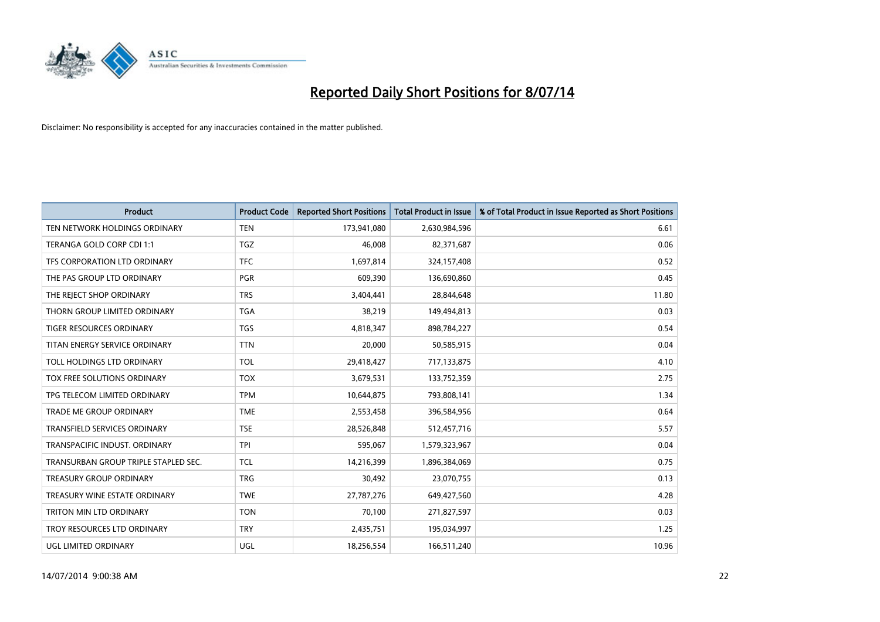# Reported Daily Short Positions for 8/07/14

Disclaimer: No responsibility is accepted for any inaccuracies contained in the matter published.

| Product | Product Code | Reported Short Positions | Total Product in Issue | % of Total Product in Issue Reported as Short Positions |
|---|---|---|---|---|
| TEN NETWORK HOLDINGS ORDINARY | TEN | 173,941,080 | 2,630,984,596 | 6.61 |
| TERANGA GOLD CORP CDI 1:1 | TGZ | 46,008 | 82,371,687 | 0.06 |
| TFS CORPORATION LTD ORDINARY | TFC | 1,697,814 | 324,157,408 | 0.52 |
| THE PAS GROUP LTD ORDINARY | PGR | 609,390 | 136,690,860 | 0.45 |
| THE REJECT SHOP ORDINARY | TRS | 3,404,441 | 28,844,648 | 11.80 |
| THORN GROUP LIMITED ORDINARY | TGA | 38,219 | 149,494,813 | 0.03 |
| TIGER RESOURCES ORDINARY | TGS | 4,818,347 | 898,784,227 | 0.54 |
| TITAN ENERGY SERVICE ORDINARY | TTN | 20,000 | 50,585,915 | 0.04 |
| TOLL HOLDINGS LTD ORDINARY | TOL | 29,418,427 | 717,133,875 | 4.10 |
| TOX FREE SOLUTIONS ORDINARY | TOX | 3,679,531 | 133,752,359 | 2.75 |
| TPG TELECOM LIMITED ORDINARY | TPM | 10,644,875 | 793,808,141 | 1.34 |
| TRADE ME GROUP ORDINARY | TME | 2,553,458 | 396,584,956 | 0.64 |
| TRANSFIELD SERVICES ORDINARY | TSE | 28,526,848 | 512,457,716 | 5.57 |
| TRANSPACIFIC INDUST. ORDINARY | TPI | 595,067 | 1,579,323,967 | 0.04 |
| TRANSURBAN GROUP TRIPLE STAPLED SEC. | TCL | 14,216,399 | 1,896,384,069 | 0.75 |
| TREASURY GROUP ORDINARY | TRG | 30,492 | 23,070,755 | 0.13 |
| TREASURY WINE ESTATE ORDINARY | TWE | 27,787,276 | 649,427,560 | 4.28 |
| TRITON MIN LTD ORDINARY | TON | 70,100 | 271,827,597 | 0.03 |
| TROY RESOURCES LTD ORDINARY | TRY | 2,435,751 | 195,034,997 | 1.25 |
| UGL LIMITED ORDINARY | UGL | 18,256,554 | 166,511,240 | 10.96 |

14/07/2014 9:00:38 AM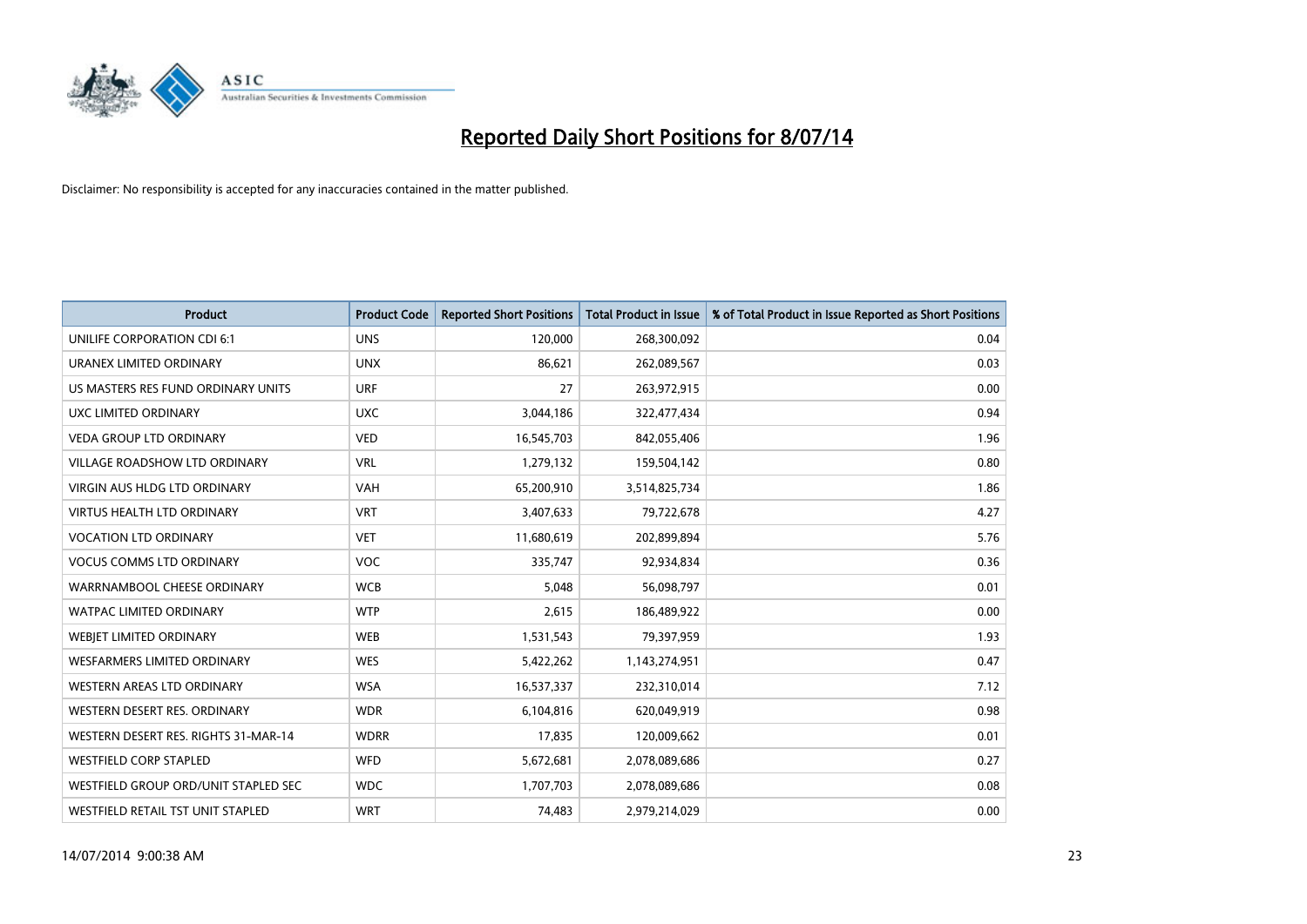# Reported Daily Short Positions for 8/07/14

Disclaimer: No responsibility is accepted for any inaccuracies contained in the matter published.

| Product | Product Code | Reported Short Positions | Total Product in Issue | % of Total Product in Issue Reported as Short Positions |
|---|---|---|---|---|
| UNILIFE CORPORATION CDI 6:1 | UNS | 120,000 | 268,300,092 | 0.04 |
| URANEX LIMITED ORDINARY | UNX | 86,621 | 262,089,567 | 0.03 |
| US MASTERS RES FUND ORDINARY UNITS | URF | 27 | 263,972,915 | 0.00 |
| UXC LIMITED ORDINARY | UXC | 3,044,186 | 322,477,434 | 0.94 |
| VEDA GROUP LTD ORDINARY | VED | 16,545,703 | 842,055,406 | 1.96 |
| VILLAGE ROADSHOW LTD ORDINARY | VRL | 1,279,132 | 159,504,142 | 0.80 |
| VIRGIN AUS HLDG LTD ORDINARY | VAH | 65,200,910 | 3,514,825,734 | 1.86 |
| VIRTUS HEALTH LTD ORDINARY | VRT | 3,407,633 | 79,722,678 | 4.27 |
| VOCATION LTD ORDINARY | VET | 11,680,619 | 202,899,894 | 5.76 |
| VOCUS COMMS LTD ORDINARY | VOC | 335,747 | 92,934,834 | 0.36 |
| WARRNAMBOOL CHEESE ORDINARY | WCB | 5,048 | 56,098,797 | 0.01 |
| WATPAC LIMITED ORDINARY | WTP | 2,615 | 186,489,922 | 0.00 |
| WEBJET LIMITED ORDINARY | WEB | 1,531,543 | 79,397,959 | 1.93 |
| WESFARMERS LIMITED ORDINARY | WES | 5,422,262 | 1,143,274,951 | 0.47 |
| WESTERN AREAS LTD ORDINARY | WSA | 16,537,337 | 232,310,014 | 7.12 |
| WESTERN DESERT RES. ORDINARY | WDR | 6,104,816 | 620,049,919 | 0.98 |
| WESTERN DESERT RES. RIGHTS 31-MAR-14 | WDRR | 17,835 | 120,009,662 | 0.01 |
| WESTFIELD CORP STAPLED | WFD | 5,672,681 | 2,078,089,686 | 0.27 |
| WESTFIELD GROUP ORD/UNIT STAPLED SEC | WDC | 1,707,703 | 2,078,089,686 | 0.08 |
| WESTFIELD RETAIL TST UNIT STAPLED | WRT | 74,483 | 2,979,214,029 | 0.00 |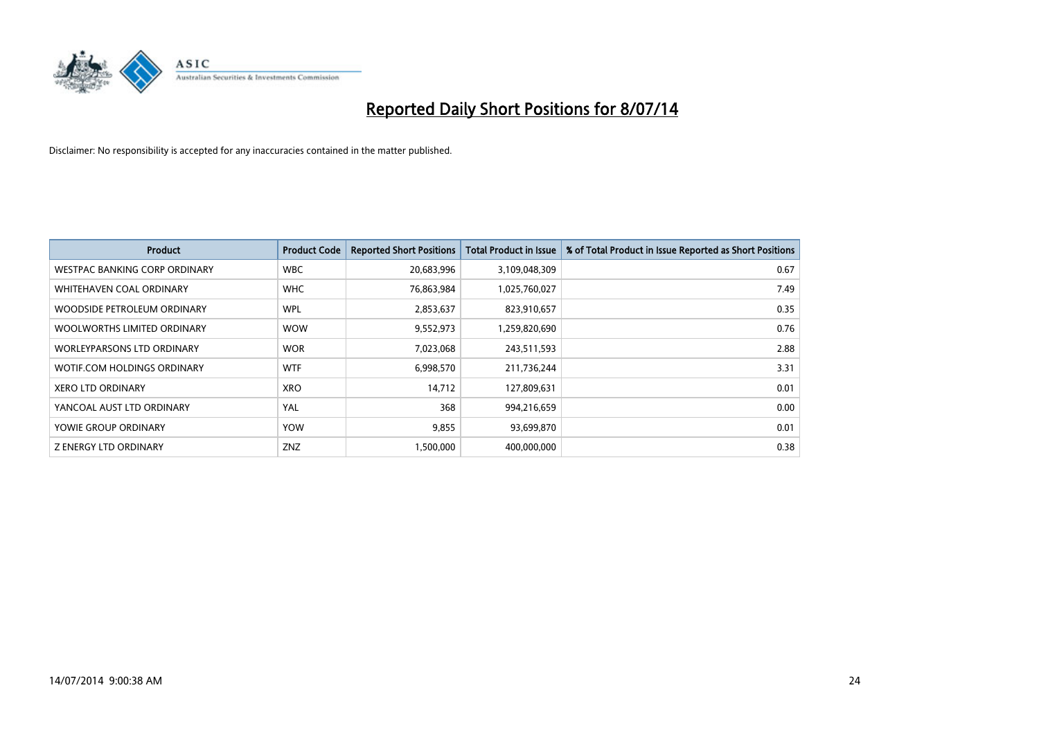# Reported Daily Short Positions for 8/07/14

Disclaimer: No responsibility is accepted for any inaccuracies contained in the matter published.

| Product | Product Code | Reported Short Positions | Total Product in Issue | % of Total Product in Issue Reported as Short Positions |
|---|---|---|---|---|
| WESTPAC BANKING CORP ORDINARY | WBC | 20,683,996 | 3,109,048,309 | 0.67 |
| WHITEHAVEN COAL ORDINARY | WHC | 76,863,984 | 1,025,760,027 | 7.49 |
| WOODSIDE PETROLEUM ORDINARY | WPL | 2,853,637 | 823,910,657 | 0.35 |
| WOOLWORTHS LIMITED ORDINARY | WOW | 9,552,973 | 1,259,820,690 | 0.76 |
| WORLEYPARSONS LTD ORDINARY | WOR | 7,023,068 | 243,511,593 | 2.88 |
| WOTIF.COM HOLDINGS ORDINARY | WTF | 6,998,570 | 211,736,244 | 3.31 |
| XERO LTD ORDINARY | XRO | 14,712 | 127,809,631 | 0.01 |
| YANCOAL AUST LTD ORDINARY | YAL | 368 | 994,216,659 | 0.00 |
| YOWIE GROUP ORDINARY | YOW | 9,855 | 93,699,870 | 0.01 |
| Z ENERGY LTD ORDINARY | ZNZ | 1,500,000 | 400,000,000 | 0.38 |

14/07/2014 9:00:38 AM